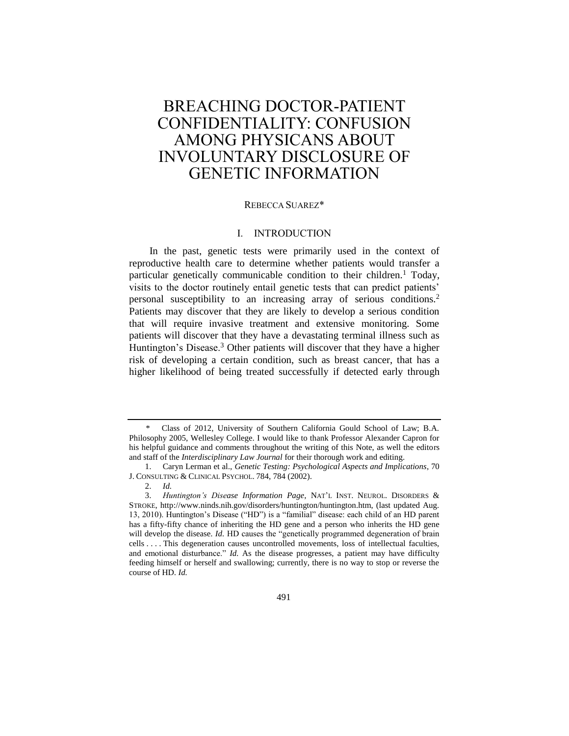# BREACHING DOCTOR-PATIENT CONFIDENTIALITY: CONFUSION AMONG PHYSICANS ABOUT INVOLUNTARY DISCLOSURE OF GENETIC INFORMATION

REBECCA SUAREZ*

## I. INTRODUCTION

In the past, genetic tests were primarily used in the context of reproductive health care to determine whether patients would transfer a particular genetically communicable condition to their children.[1] Today, visits to the doctor routinely entail genetic tests that can predict patients' personal susceptibility to an increasing array of serious conditions.[2] Patients may discover that they are likely to develop a serious condition that will require invasive treatment and extensive monitoring. Some patients will discover that they have a devastating terminal illness such as Huntington's Disease.[3] Other patients will discover that they have a higher risk of developing a certain condition, such as breast cancer, that has a higher likelihood of being treated successfully if detected early through

---

\* Class of 2012, University of Southern California Gould School of Law; B.A. Philosophy 2005, Wellesley College. I would like to thank Professor Alexander Capron for his helpful guidance and comments throughout the writing of this Note, as well the editors and staff of the *Interdisciplinary Law Journal* for their thorough work and editing.

1. Caryn Lerman et al., *Genetic Testing: Psychological Aspects and Implications*, 70 J. CONSULTING & CLINICAL PSYCHOL. 784, 784 (2002).

2. *Id.*

3. *Huntington's Disease Information Page*, NAT'L INST. NEUROL. DISORDERS & STROKE, http://www.ninds.nih.gov/disorders/huntington/huntington.htm, (last updated Aug. 13, 2010). Huntington's Disease ("HD") is a "familial" disease: each child of an HD parent has a fifty-fifty chance of inheriting the HD gene and a person who inherits the HD gene will develop the disease. *Id.* HD causes the "genetically programmed degeneration of brain cells . . . . This degeneration causes uncontrolled movements, loss of intellectual faculties, and emotional disturbance." *Id.* As the disease progresses, a patient may have difficulty feeding himself or herself and swallowing; currently, there is no way to stop or reverse the course of HD. *Id.*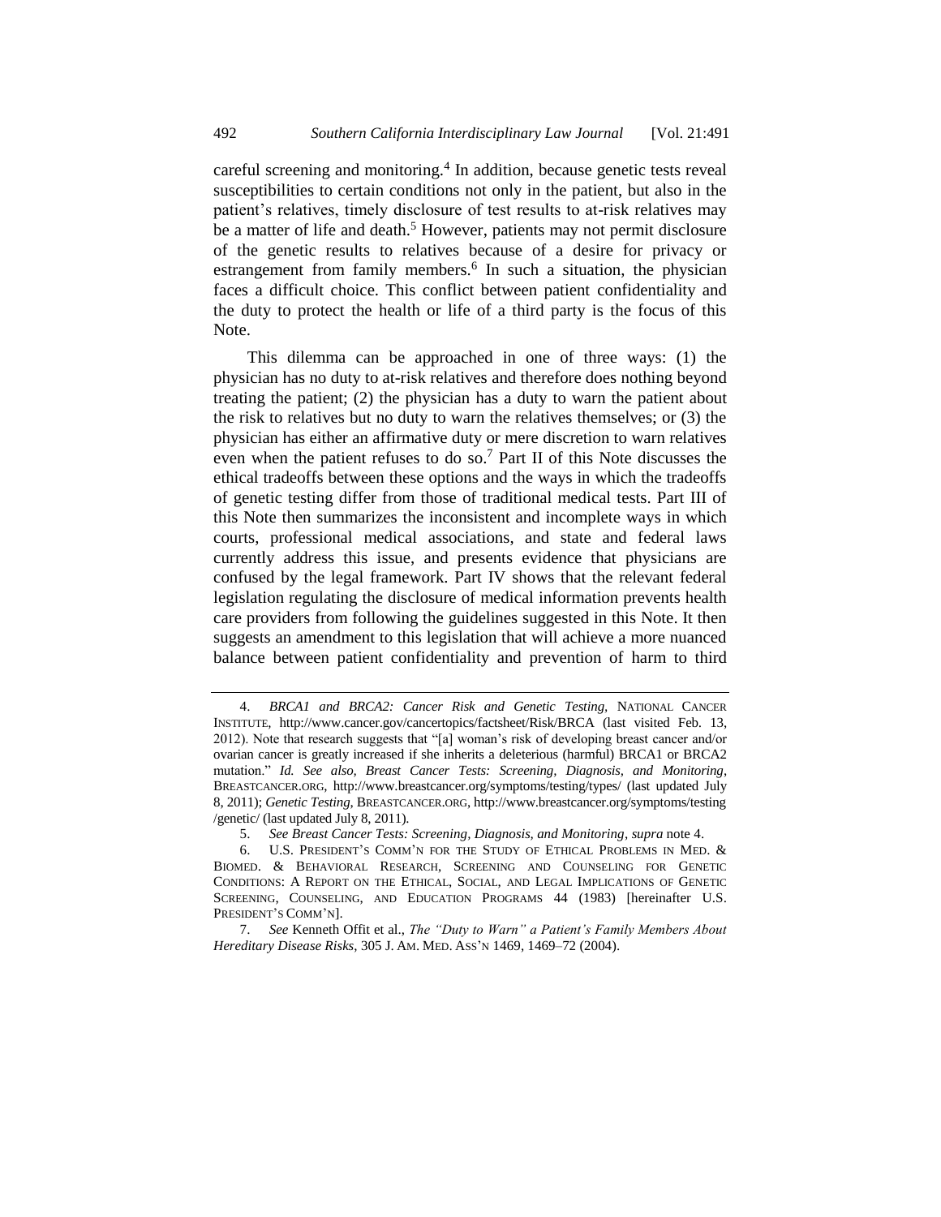careful screening and monitoring.[4] In addition, because genetic tests reveal susceptibilities to certain conditions not only in the patient, but also in the patient's relatives, timely disclosure of test results to at-risk relatives may be a matter of life and death.[5] However, patients may not permit disclosure of the genetic results to relatives because of a desire for privacy or estrangement from family members.[6] In such a situation, the physician faces a difficult choice. This conflict between patient confidentiality and the duty to protect the health or life of a third party is the focus of this Note.

This dilemma can be approached in one of three ways: (1) the physician has no duty to at-risk relatives and therefore does nothing beyond treating the patient; (2) the physician has a duty to warn the patient about the risk to relatives but no duty to warn the relatives themselves; or (3) the physician has either an affirmative duty or mere discretion to warn relatives even when the patient refuses to do so.[7] Part II of this Note discusses the ethical tradeoffs between these options and the ways in which the tradeoffs of genetic testing differ from those of traditional medical tests. Part III of this Note then summarizes the inconsistent and incomplete ways in which courts, professional medical associations, and state and federal laws currently address this issue, and presents evidence that physicians are confused by the legal framework. Part IV shows that the relevant federal legislation regulating the disclosure of medical information prevents health care providers from following the guidelines suggested in this Note. It then suggests an amendment to this legislation that will achieve a more nuanced balance between patient confidentiality and prevention of harm to third

---

4. *BRCA1 and BRCA2: Cancer Risk and Genetic Testing*, NATIONAL CANCER INSTITUTE, http://www.cancer.gov/cancertopics/factsheet/Risk/BRCA (last visited Feb. 13, 2012). Note that research suggests that "[a] woman's risk of developing breast cancer and/or ovarian cancer is greatly increased if she inherits a deleterious (harmful) BRCA1 or BRCA2 mutation." *Id. See also*, *Breast Cancer Tests: Screening, Diagnosis, and Monitoring*, BREASTCANCER.ORG, http://www.breastcancer.org/symptoms/testing/types/ (last updated July 8, 2011); *Genetic Testing*, BREASTCANCER.ORG, http://www.breastcancer.org/symptoms/testing /genetic/ (last updated July 8, 2011).

5. *See Breast Cancer Tests: Screening, Diagnosis, and Monitoring*, *supra* note 4.

6. U.S. PRESIDENT'S COMM'N FOR THE STUDY OF ETHICAL PROBLEMS IN MED. & BIOMED. & BEHAVIORAL RESEARCH, SCREENING AND COUNSELING FOR GENETIC CONDITIONS: A REPORT ON THE ETHICAL, SOCIAL, AND LEGAL IMPLICATIONS OF GENETIC SCREENING, COUNSELING, AND EDUCATION PROGRAMS 44 (1983) [hereinafter U.S. PRESIDENT'S COMM'N].

7. *See* Kenneth Offit et al., *The "Duty to Warn" a Patient's Family Members About Hereditary Disease Risks*, 305 J. AM. MED. ASS'N 1469, 1469–72 (2004).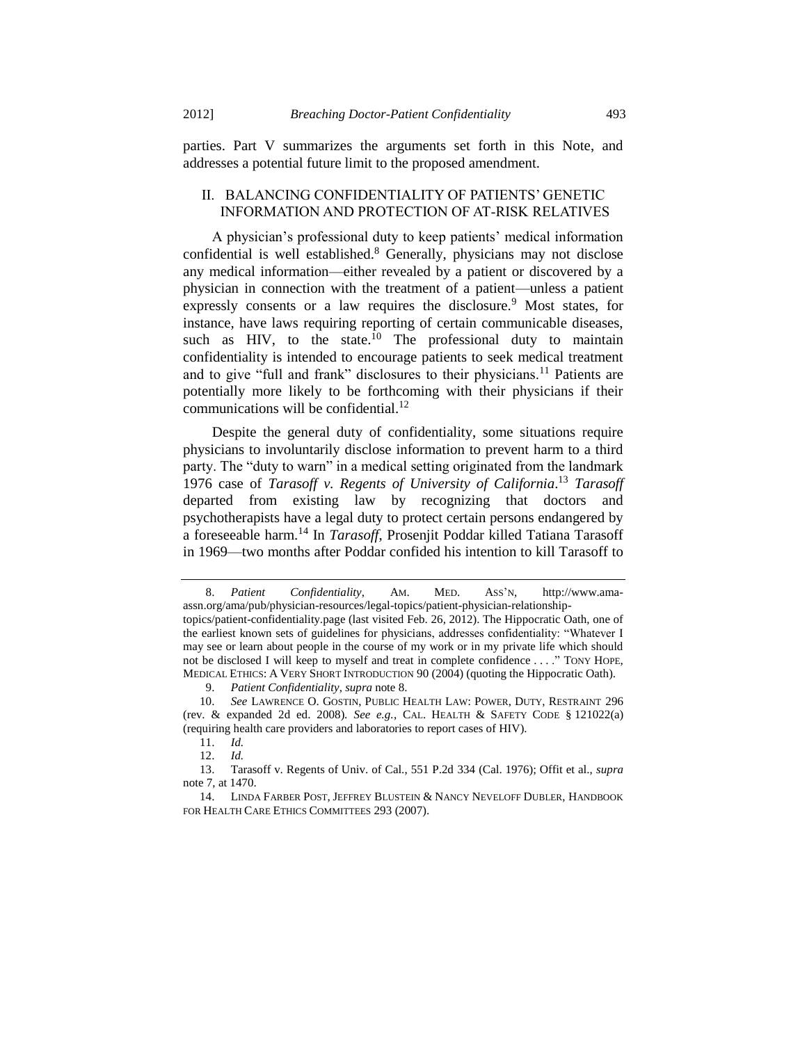parties. Part V summarizes the arguments set forth in this Note, and addresses a potential future limit to the proposed amendment.

## II. BALANCING CONFIDENTIALITY OF PATIENTS' GENETIC INFORMATION AND PROTECTION OF AT-RISK RELATIVES

A physician's professional duty to keep patients' medical information confidential is well established.[8] Generally, physicians may not disclose any medical information—either revealed by a patient or discovered by a physician in connection with the treatment of a patient—unless a patient expressly consents or a law requires the disclosure.[9] Most states, for instance, have laws requiring reporting of certain communicable diseases, such as HIV, to the state.[10] The professional duty to maintain confidentiality is intended to encourage patients to seek medical treatment and to give "full and frank" disclosures to their physicians.[11] Patients are potentially more likely to be forthcoming with their physicians if their communications will be confidential.[12]

Despite the general duty of confidentiality, some situations require physicians to involuntarily disclose information to prevent harm to a third party. The "duty to warn" in a medical setting originated from the landmark 1976 case of *Tarasoff v. Regents of University of California*.[13] *Tarasoff* departed from existing law by recognizing that doctors and psychotherapists have a legal duty to protect certain persons endangered by a foreseeable harm.[14] In *Tarasoff*, Prosenjit Poddar killed Tatiana Tarasoff in 1969—two months after Poddar confided his intention to kill Tarasoff to

---

8. *Patient Confidentiality*, AM. MED. ASS'N, http://www.ama-assn.org/ama/pub/physician-resources/legal-topics/patient-physician-relationship-topics/patient-confidentiality.page (last visited Feb. 26, 2012). The Hippocratic Oath, one of the earliest known sets of guidelines for physicians, addresses confidentiality: "Whatever I may see or learn about people in the course of my work or in my private life which should not be disclosed I will keep to myself and treat in complete confidence . . . ." TONY HOPE, MEDICAL ETHICS: A VERY SHORT INTRODUCTION 90 (2004) (quoting the Hippocratic Oath).

9. *Patient Confidentiality*, *supra* note 8.

10. *See* LAWRENCE O. GOSTIN, PUBLIC HEALTH LAW: POWER, DUTY, RESTRAINT 296 (rev. & expanded 2d ed. 2008). *See e.g.*, CAL. HEALTH & SAFETY CODE § 121022(a) (requiring health care providers and laboratories to report cases of HIV).

11. *Id.*

12. *Id.*

13. Tarasoff v. Regents of Univ. of Cal., 551 P.2d 334 (Cal. 1976); Offit et al., *supra* note 7, at 1470.

14. LINDA FARBER POST, JEFFREY BLUSTEIN & NANCY NEVELOFF DUBLER, HANDBOOK FOR HEALTH CARE ETHICS COMMITTEES 293 (2007).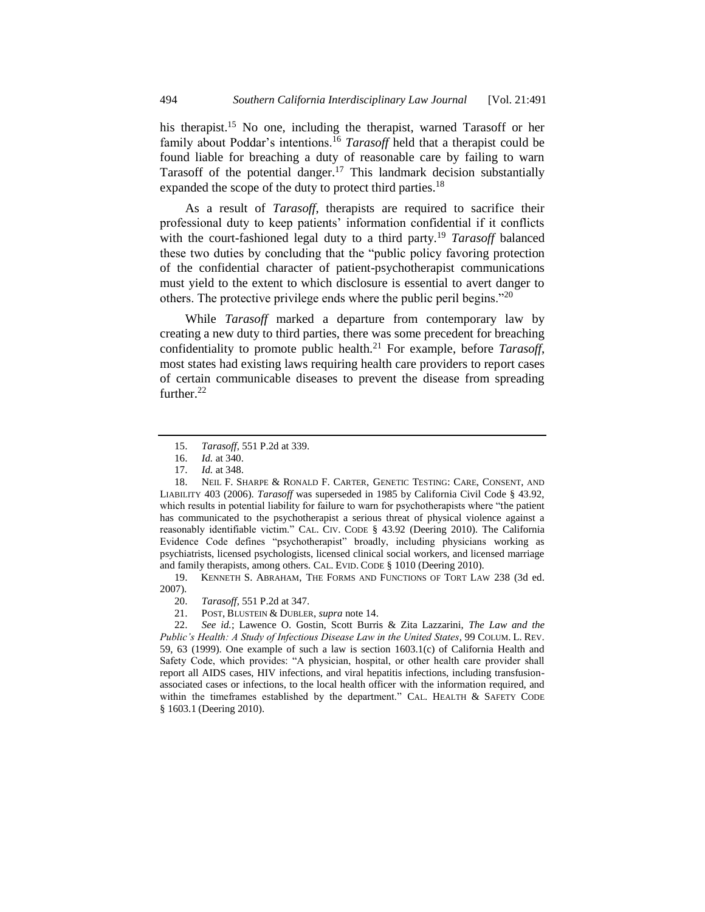his therapist.[15] No one, including the therapist, warned Tarasoff or her family about Poddar's intentions.[16] *Tarasoff* held that a therapist could be found liable for breaching a duty of reasonable care by failing to warn Tarasoff of the potential danger.[17] This landmark decision substantially expanded the scope of the duty to protect third parties.[18]

As a result of *Tarasoff*, therapists are required to sacrifice their professional duty to keep patients' information confidential if it conflicts with the court-fashioned legal duty to a third party.[19] *Tarasoff* balanced these two duties by concluding that the "public policy favoring protection of the confidential character of patient-psychotherapist communications must yield to the extent to which disclosure is essential to avert danger to others. The protective privilege ends where the public peril begins."[20]

While *Tarasoff* marked a departure from contemporary law by creating a new duty to third parties, there was some precedent for breaching confidentiality to promote public health.[21] For example, before *Tarasoff*, most states had existing laws requiring health care providers to report cases of certain communicable diseases to prevent the disease from spreading further.[22]

---

15. *Tarasoff*, 551 P.2d at 339.

16. *Id.* at 340.

17. *Id.* at 348.

18. NEIL F. SHARPE & RONALD F. CARTER, GENETIC TESTING: CARE, CONSENT, AND LIABILITY 403 (2006). *Tarasoff* was superseded in 1985 by California Civil Code § 43.92, which results in potential liability for failure to warn for psychotherapists where "the patient has communicated to the psychotherapist a serious threat of physical violence against a reasonably identifiable victim." CAL. CIV. CODE § 43.92 (Deering 2010). The California Evidence Code defines "psychotherapist" broadly, including physicians working as psychiatrists, licensed psychologists, licensed clinical social workers, and licensed marriage and family therapists, among others. CAL. EVID. CODE § 1010 (Deering 2010).

19. KENNETH S. ABRAHAM, THE FORMS AND FUNCTIONS OF TORT LAW 238 (3d ed. 2007).

20. *Tarasoff*, 551 P.2d at 347.

21. POST, BLUSTEIN & DUBLER, *supra* note 14.

22. *See id.*; Lawence O. Gostin, Scott Burris & Zita Lazzarini, *The Law and the Public's Health: A Study of Infectious Disease Law in the United States*, 99 COLUM. L. REV. 59, 63 (1999). One example of such a law is section 1603.1(c) of California Health and Safety Code, which provides: "A physician, hospital, or other health care provider shall report all AIDS cases, HIV infections, and viral hepatitis infections, including transfusion-associated cases or infections, to the local health officer with the information required, and within the timeframes established by the department." CAL. HEALTH & SAFETY CODE § 1603.1 (Deering 2010).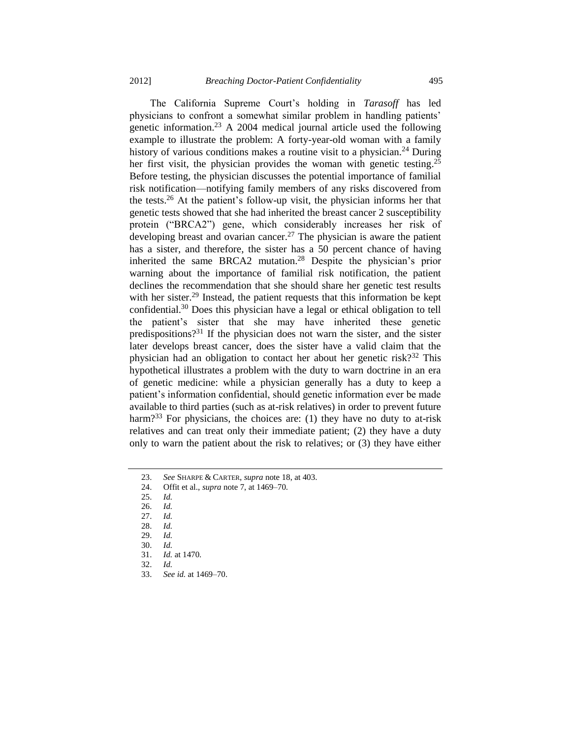The California Supreme Court's holding in *Tarasoff* has led physicians to confront a somewhat similar problem in handling patients' genetic information.[23] A 2004 medical journal article used the following example to illustrate the problem: A forty-year-old woman with a family history of various conditions makes a routine visit to a physician.[24] During her first visit, the physician provides the woman with genetic testing.[25] Before testing, the physician discusses the potential importance of familial risk notification—notifying family members of any risks discovered from the tests.[26] At the patient's follow-up visit, the physician informs her that genetic tests showed that she had inherited the breast cancer 2 susceptibility protein ("BRCA2") gene, which considerably increases her risk of developing breast and ovarian cancer.[27] The physician is aware the patient has a sister, and therefore, the sister has a 50 percent chance of having inherited the same BRCA2 mutation.[28] Despite the physician's prior warning about the importance of familial risk notification, the patient declines the recommendation that she should share her genetic test results with her sister.[29] Instead, the patient requests that this information be kept confidential.[30] Does this physician have a legal or ethical obligation to tell the patient's sister that she may have inherited these genetic predispositions?[31] If the physician does not warn the sister, and the sister later develops breast cancer, does the sister have a valid claim that the physician had an obligation to contact her about her genetic risk?[32] This hypothetical illustrates a problem with the duty to warn doctrine in an era of genetic medicine: while a physician generally has a duty to keep a patient's information confidential, should genetic information ever be made available to third parties (such as at-risk relatives) in order to prevent future harm?[33] For physicians, the choices are: (1) they have no duty to at-risk relatives and can treat only their immediate patient; (2) they have a duty only to warn the patient about the risk to relatives; or (3) they have either

---

23. *See* SHARPE & CARTER, *supra* note 18, at 403.
24. Offit et al., *supra* note 7, at 1469–70.
25. *Id.*
26. *Id.*
27. *Id.*
28. *Id.*
29. *Id.*
30. *Id.*
31. *Id.* at 1470.
32. *Id.*
33. *See id.* at 1469–70.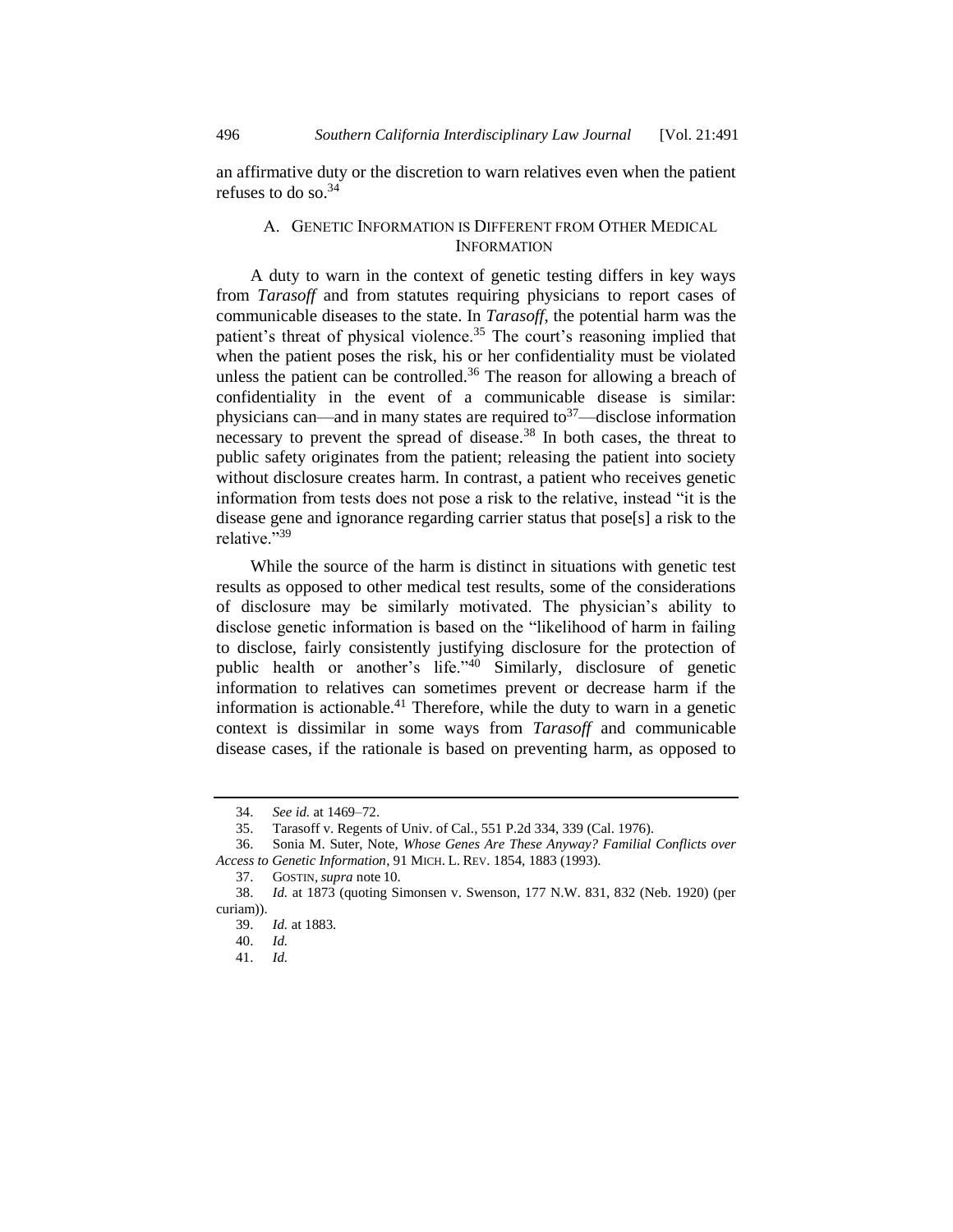an affirmative duty or the discretion to warn relatives even when the patient refuses to do so.[34]

### A. Genetic Information is Different from Other Medical Information

A duty to warn in the context of genetic testing differs in key ways from *Tarasoff* and from statutes requiring physicians to report cases of communicable diseases to the state. In *Tarasoff*, the potential harm was the patient's threat of physical violence.[35] The court's reasoning implied that when the patient poses the risk, his or her confidentiality must be violated unless the patient can be controlled.[36] The reason for allowing a breach of confidentiality in the event of a communicable disease is similar: physicians can—and in many states are required to[37]—disclose information necessary to prevent the spread of disease.[38] In both cases, the threat to public safety originates from the patient; releasing the patient into society without disclosure creates harm. In contrast, a patient who receives genetic information from tests does not pose a risk to the relative, instead "it is the disease gene and ignorance regarding carrier status that pose[s] a risk to the relative."[39]

While the source of the harm is distinct in situations with genetic test results as opposed to other medical test results, some of the considerations of disclosure may be similarly motivated. The physician's ability to disclose genetic information is based on the "likelihood of harm in failing to disclose, fairly consistently justifying disclosure for the protection of public health or another's life."[40] Similarly, disclosure of genetic information to relatives can sometimes prevent or decrease harm if the information is actionable.[41] Therefore, while the duty to warn in a genetic context is dissimilar in some ways from *Tarasoff* and communicable disease cases, if the rationale is based on preventing harm, as opposed to

---

34. *See id.* at 1469–72.

35. Tarasoff v. Regents of Univ. of Cal., 551 P.2d 334, 339 (Cal. 1976).

36. Sonia M. Suter, Note, *Whose Genes Are These Anyway? Familial Conflicts over Access to Genetic Information*, 91 MICH. L. REV. 1854, 1883 (1993).

37. GOSTIN, *supra* note 10.

38. *Id.* at 1873 (quoting Simonsen v. Swenson, 177 N.W. 831, 832 (Neb. 1920) (per curiam)).

39. *Id.* at 1883.

40. *Id.*

41. *Id.*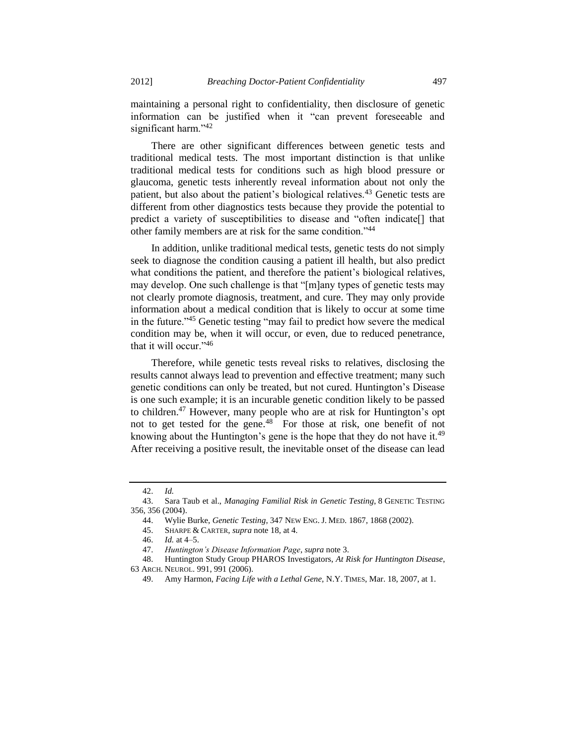maintaining a personal right to confidentiality, then disclosure of genetic information can be justified when it "can prevent foreseeable and significant harm."[42]

There are other significant differences between genetic tests and traditional medical tests. The most important distinction is that unlike traditional medical tests for conditions such as high blood pressure or glaucoma, genetic tests inherently reveal information about not only the patient, but also about the patient's biological relatives.[43] Genetic tests are different from other diagnostics tests because they provide the potential to predict a variety of susceptibilities to disease and "often indicate[] that other family members are at risk for the same condition."[44]

In addition, unlike traditional medical tests, genetic tests do not simply seek to diagnose the condition causing a patient ill health, but also predict what conditions the patient, and therefore the patient's biological relatives, may develop. One such challenge is that "[m]any types of genetic tests may not clearly promote diagnosis, treatment, and cure. They may only provide information about a medical condition that is likely to occur at some time in the future."[45] Genetic testing "may fail to predict how severe the medical condition may be, when it will occur, or even, due to reduced penetrance, that it will occur."[46]

Therefore, while genetic tests reveal risks to relatives, disclosing the results cannot always lead to prevention and effective treatment; many such genetic conditions can only be treated, but not cured. Huntington's Disease is one such example; it is an incurable genetic condition likely to be passed to children.[47] However, many people who are at risk for Huntington's opt not to get tested for the gene.[48] For those at risk, one benefit of not knowing about the Huntington's gene is the hope that they do not have it.[49] After receiving a positive result, the inevitable onset of the disease can lead

---

42. *Id.*

43. Sara Taub et al., *Managing Familial Risk in Genetic Testing*, 8 GENETIC TESTING 356, 356 (2004).

44. Wylie Burke, *Genetic Testing*, 347 NEW ENG. J. MED. 1867, 1868 (2002).

45. SHARPE & CARTER, *supra* note 18, at 4.

46. *Id.* at 4–5.

47. *Huntington's Disease Information Page*, *supra* note 3.

48. Huntington Study Group PHAROS Investigators, *At Risk for Huntington Disease*, 63 ARCH. NEUROL. 991, 991 (2006).

49. Amy Harmon, *Facing Life with a Lethal Gene*, N.Y. TIMES, Mar. 18, 2007, at 1.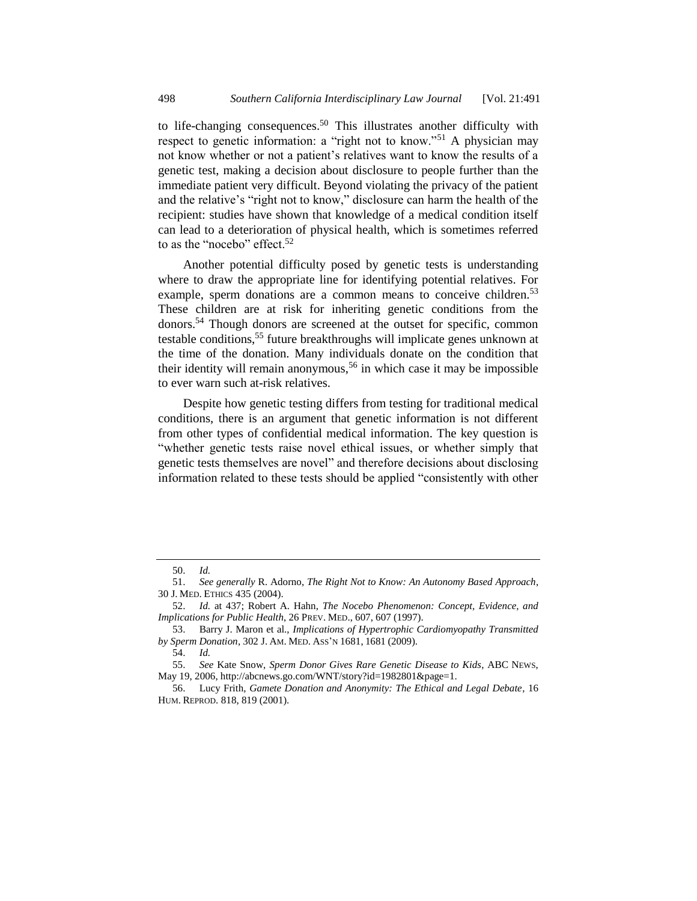to life-changing consequences.[50] This illustrates another difficulty with respect to genetic information: a "right not to know."[51] A physician may not know whether or not a patient's relatives want to know the results of a genetic test, making a decision about disclosure to people further than the immediate patient very difficult. Beyond violating the privacy of the patient and the relative's "right not to know," disclosure can harm the health of the recipient: studies have shown that knowledge of a medical condition itself can lead to a deterioration of physical health, which is sometimes referred to as the "nocebo" effect.[52]

Another potential difficulty posed by genetic tests is understanding where to draw the appropriate line for identifying potential relatives. For example, sperm donations are a common means to conceive children.[53] These children are at risk for inheriting genetic conditions from the donors.[54] Though donors are screened at the outset for specific, common testable conditions,[55] future breakthroughs will implicate genes unknown at the time of the donation. Many individuals donate on the condition that their identity will remain anonymous,[56] in which case it may be impossible to ever warn such at-risk relatives.

Despite how genetic testing differs from testing for traditional medical conditions, there is an argument that genetic information is not different from other types of confidential medical information. The key question is "whether genetic tests raise novel ethical issues, or whether simply that genetic tests themselves are novel" and therefore decisions about disclosing information related to these tests should be applied "consistently with other

---

50. *Id.*

51. *See generally* R. Adorno, *The Right Not to Know: An Autonomy Based Approach*, 30 J. MED. ETHICS 435 (2004).

52. *Id.* at 437; Robert A. Hahn, *The Nocebo Phenomenon: Concept, Evidence, and Implications for Public Health*, 26 PREV. MED., 607, 607 (1997).

53. Barry J. Maron et al., *Implications of Hypertrophic Cardiomyopathy Transmitted by Sperm Donation*, 302 J. AM. MED. ASS'N 1681, 1681 (2009).

54. *Id.*

55. *See* Kate Snow, *Sperm Donor Gives Rare Genetic Disease to Kids*, ABC NEWS, May 19, 2006, http://abcnews.go.com/WNT/story?id=1982801&page=1.

56. Lucy Frith, *Gamete Donation and Anonymity: The Ethical and Legal Debate*, 16 HUM. REPROD. 818, 819 (2001).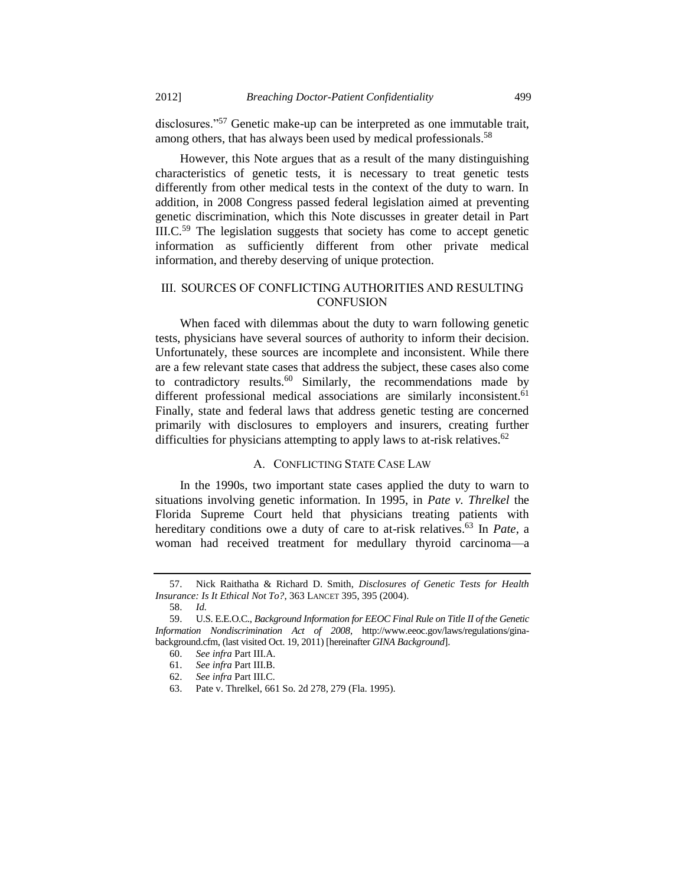disclosures."[57] Genetic make-up can be interpreted as one immutable trait, among others, that has always been used by medical professionals.[58]

However, this Note argues that as a result of the many distinguishing characteristics of genetic tests, it is necessary to treat genetic tests differently from other medical tests in the context of the duty to warn. In addition, in 2008 Congress passed federal legislation aimed at preventing genetic discrimination, which this Note discusses in greater detail in Part III.C.[59] The legislation suggests that society has come to accept genetic information as sufficiently different from other private medical information, and thereby deserving of unique protection.

## III. SOURCES OF CONFLICTING AUTHORITIES AND RESULTING CONFUSION

When faced with dilemmas about the duty to warn following genetic tests, physicians have several sources of authority to inform their decision. Unfortunately, these sources are incomplete and inconsistent. While there are a few relevant state cases that address the subject, these cases also come to contradictory results.[60] Similarly, the recommendations made by different professional medical associations are similarly inconsistent.[61] Finally, state and federal laws that address genetic testing are concerned primarily with disclosures to employers and insurers, creating further difficulties for physicians attempting to apply laws to at-risk relatives.[62]

### A. CONFLICTING STATE CASE LAW

In the 1990s, two important state cases applied the duty to warn to situations involving genetic information. In 1995, in *Pate v. Threlkel* the Florida Supreme Court held that physicians treating patients with hereditary conditions owe a duty of care to at-risk relatives.[63] In *Pate*, a woman had received treatment for medullary thyroid carcinoma—a

---

57. Nick Raithatha & Richard D. Smith, *Disclosures of Genetic Tests for Health Insurance: Is It Ethical Not To?*, 363 LANCET 395, 395 (2004).

58. *Id.*

59. U.S. E.E.O.C., *Background Information for EEOC Final Rule on Title II of the Genetic Information Nondiscrimination Act of 2008*, http://www.eeoc.gov/laws/regulations/gina-background.cfm, (last visited Oct. 19, 2011) [hereinafter *GINA Background*].

60. *See infra* Part III.A.

61. *See infra* Part III.B.

62. *See infra* Part III.C.

63. Pate v. Threlkel, 661 So. 2d 278, 279 (Fla. 1995).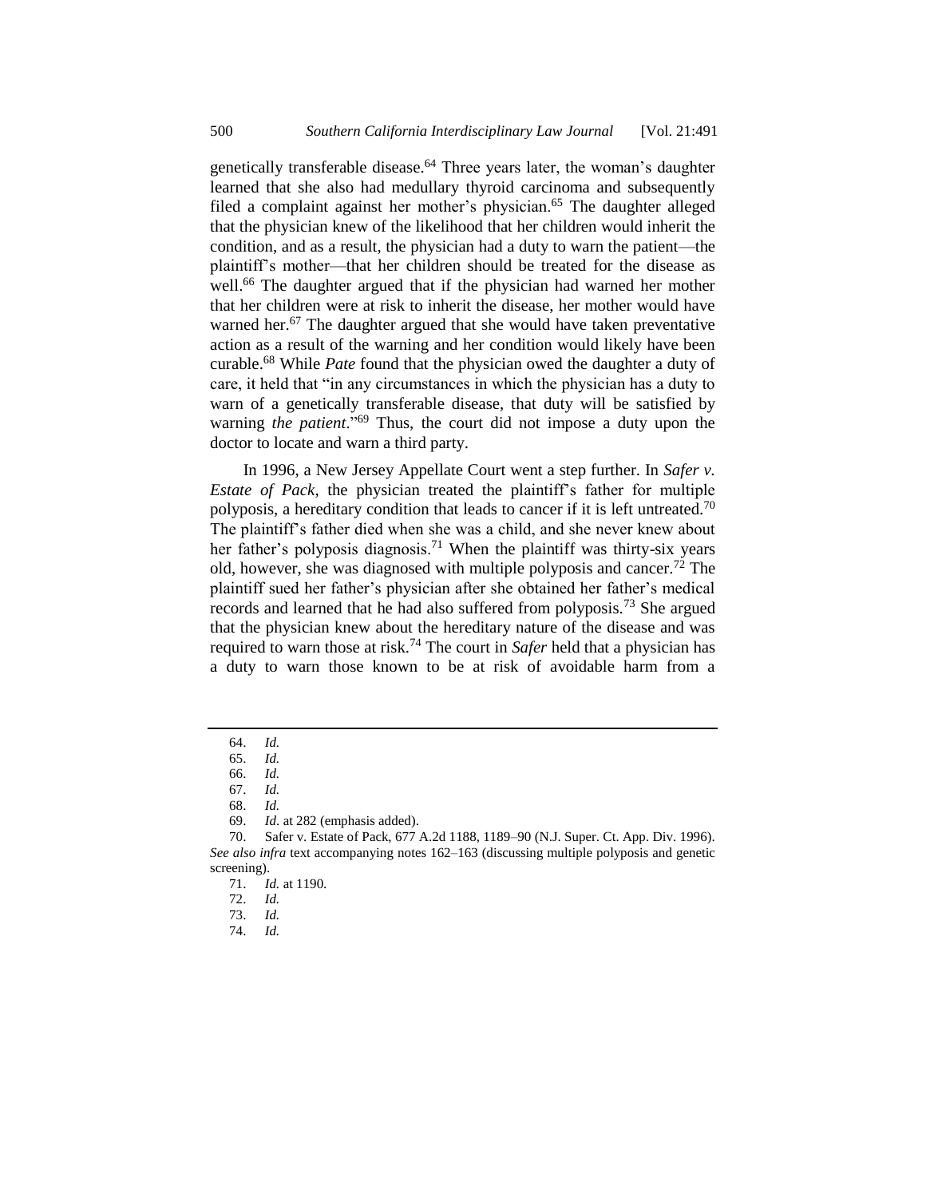genetically transferable disease.[64] Three years later, the woman's daughter learned that she also had medullary thyroid carcinoma and subsequently filed a complaint against her mother's physician.[65] The daughter alleged that the physician knew of the likelihood that her children would inherit the condition, and as a result, the physician had a duty to warn the patient—the plaintiff's mother—that her children should be treated for the disease as well.[66] The daughter argued that if the physician had warned her mother that her children were at risk to inherit the disease, her mother would have warned her.[67] The daughter argued that she would have taken preventative action as a result of the warning and her condition would likely have been curable.[68] While *Pate* found that the physician owed the daughter a duty of care, it held that "in any circumstances in which the physician has a duty to warn of a genetically transferable disease, that duty will be satisfied by warning *the patient*."[69] Thus, the court did not impose a duty upon the doctor to locate and warn a third party.

In 1996, a New Jersey Appellate Court went a step further. In *Safer v. Estate of Pack*, the physician treated the plaintiff's father for multiple polyposis, a hereditary condition that leads to cancer if it is left untreated.[70] The plaintiff's father died when she was a child, and she never knew about her father's polyposis diagnosis.[71] When the plaintiff was thirty-six years old, however, she was diagnosed with multiple polyposis and cancer.[72] The plaintiff sued her father's physician after she obtained her father's medical records and learned that he had also suffered from polyposis.[73] She argued that the physician knew about the hereditary nature of the disease and was required to warn those at risk.[74] The court in *Safer* held that a physician has a duty to warn those known to be at risk of avoidable harm from a

---

64. *Id.*
65. *Id.*
66. *Id.*
67. *Id.*
68. *Id.*
69. *Id*. at 282 (emphasis added).
70. Safer v. Estate of Pack, 677 A.2d 1188, 1189–90 (N.J. Super. Ct. App. Div. 1996). *See also infra* text accompanying notes 162–163 (discussing multiple polyposis and genetic screening).
71. *Id.* at 1190.
72. *Id.*
73. *Id.*
74. *Id.*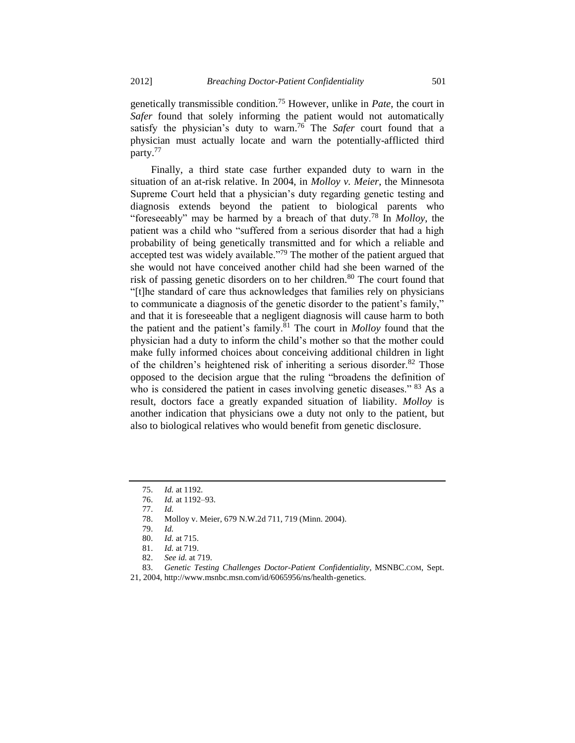genetically transmissible condition.[75] However, unlike in *Pate*, the court in *Safer* found that solely informing the patient would not automatically satisfy the physician's duty to warn.[76] The *Safer* court found that a physician must actually locate and warn the potentially-afflicted third party.[77]

Finally, a third state case further expanded duty to warn in the situation of an at-risk relative. In 2004, in *Molloy v. Meier*, the Minnesota Supreme Court held that a physician's duty regarding genetic testing and diagnosis extends beyond the patient to biological parents who "foreseeably" may be harmed by a breach of that duty.[78] In *Molloy*, the patient was a child who "suffered from a serious disorder that had a high probability of being genetically transmitted and for which a reliable and accepted test was widely available."[79] The mother of the patient argued that she would not have conceived another child had she been warned of the risk of passing genetic disorders on to her children.[80] The court found that "[t]he standard of care thus acknowledges that families rely on physicians to communicate a diagnosis of the genetic disorder to the patient's family," and that it is foreseeable that a negligent diagnosis will cause harm to both the patient and the patient's family.[81] The court in *Molloy* found that the physician had a duty to inform the child's mother so that the mother could make fully informed choices about conceiving additional children in light of the children's heightened risk of inheriting a serious disorder.[82] Those opposed to the decision argue that the ruling "broadens the definition of who is considered the patient in cases involving genetic diseases." [83] As a result, doctors face a greatly expanded situation of liability. *Molloy* is another indication that physicians owe a duty not only to the patient, but also to biological relatives who would benefit from genetic disclosure.

---

75. *Id.* at 1192.
76. *Id.* at 1192–93.
77. *Id.*
78. Molloy v. Meier, 679 N.W.2d 711, 719 (Minn. 2004).
79. *Id.*
80. *Id.* at 715.
81. *Id.* at 719.
82. *See id.* at 719.
83. *Genetic Testing Challenges Doctor-Patient Confidentiality*, MSNBC.COM, Sept. 21, 2004, http://www.msnbc.msn.com/id/6065956/ns/health-genetics.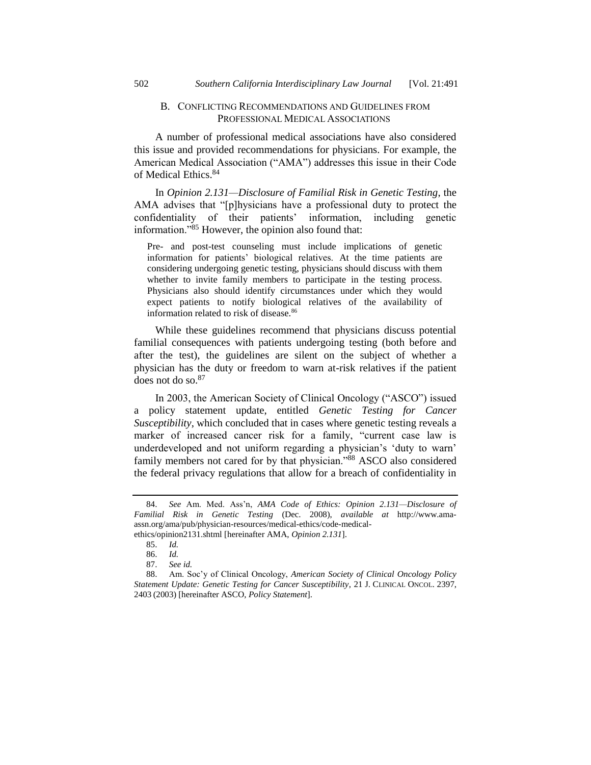### B. Conflicting Recommendations and Guidelines from Professional Medical Associations

A number of professional medical associations have also considered this issue and provided recommendations for physicians. For example, the American Medical Association ("AMA") addresses this issue in their Code of Medical Ethics.[84]

In *Opinion 2.131—Disclosure of Familial Risk in Genetic Testing*, the AMA advises that "[p]hysicians have a professional duty to protect the confidentiality of their patients' information, including genetic information."[85] However, the opinion also found that:

> Pre- and post-test counseling must include implications of genetic information for patients' biological relatives. At the time patients are considering undergoing genetic testing, physicians should discuss with them whether to invite family members to participate in the testing process. Physicians also should identify circumstances under which they would expect patients to notify biological relatives of the availability of information related to risk of disease.[86]

While these guidelines recommend that physicians discuss potential familial consequences with patients undergoing testing (both before and after the test), the guidelines are silent on the subject of whether a physician has the duty or freedom to warn at-risk relatives if the patient does not do so.[87]

In 2003, the American Society of Clinical Oncology ("ASCO") issued a policy statement update, entitled *Genetic Testing for Cancer Susceptibility*, which concluded that in cases where genetic testing reveals a marker of increased cancer risk for a family, "current case law is underdeveloped and not uniform regarding a physician's 'duty to warn' family members not cared for by that physician."[88] ASCO also considered the federal privacy regulations that allow for a breach of confidentiality in

---

84. *See* Am. Med. Ass'n, *AMA Code of Ethics: Opinion 2.131—Disclosure of Familial Risk in Genetic Testing* (Dec. 2008), *available at* http://www.ama-assn.org/ama/pub/physician-resources/medical-ethics/code-medical-ethics/opinion2131.shtml [hereinafter AMA, *Opinion 2.131*].

85. *Id.*

86. *Id.*

87. *See id.*

88. Am. Soc'y of Clinical Oncology, *American Society of Clinical Oncology Policy Statement Update: Genetic Testing for Cancer Susceptibility*, 21 J. Clinical Oncol. 2397, 2403 (2003) [hereinafter ASCO, *Policy Statement*].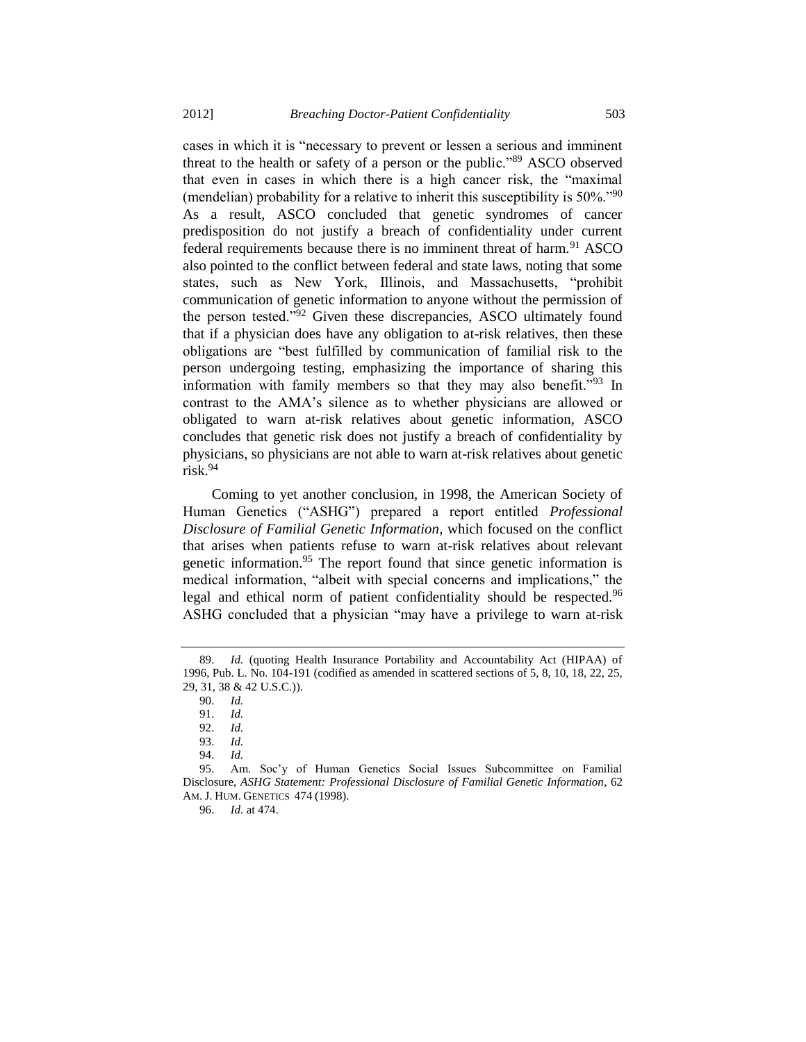cases in which it is "necessary to prevent or lessen a serious and imminent threat to the health or safety of a person or the public."[89] ASCO observed that even in cases in which there is a high cancer risk, the "maximal (mendelian) probability for a relative to inherit this susceptibility is 50%."[90] As a result, ASCO concluded that genetic syndromes of cancer predisposition do not justify a breach of confidentiality under current federal requirements because there is no imminent threat of harm.[91] ASCO also pointed to the conflict between federal and state laws, noting that some states, such as New York, Illinois, and Massachusetts, "prohibit communication of genetic information to anyone without the permission of the person tested."[92] Given these discrepancies, ASCO ultimately found that if a physician does have any obligation to at-risk relatives, then these obligations are "best fulfilled by communication of familial risk to the person undergoing testing, emphasizing the importance of sharing this information with family members so that they may also benefit."[93] In contrast to the AMA's silence as to whether physicians are allowed or obligated to warn at-risk relatives about genetic information, ASCO concludes that genetic risk does not justify a breach of confidentiality by physicians, so physicians are not able to warn at-risk relatives about genetic risk.[94]

Coming to yet another conclusion, in 1998, the American Society of Human Genetics ("ASHG") prepared a report entitled *Professional Disclosure of Familial Genetic Information*, which focused on the conflict that arises when patients refuse to warn at-risk relatives about relevant genetic information.[95] The report found that since genetic information is medical information, "albeit with special concerns and implications," the legal and ethical norm of patient confidentiality should be respected.[96] ASHG concluded that a physician "may have a privilege to warn at-risk

---

89. *Id.* (quoting Health Insurance Portability and Accountability Act (HIPAA) of 1996, Pub. L. No. 104-191 (codified as amended in scattered sections of 5, 8, 10, 18, 22, 25, 29, 31, 38 & 42 U.S.C.)).

90. *Id.*

91. *Id.*

92. *Id.*

93. *Id.*

94. *Id.*

95. Am. Soc'y of Human Genetics Social Issues Subcommittee on Familial Disclosure, *ASHG Statement: Professional Disclosure of Familial Genetic Information*, 62 AM. J. HUM. GENETICS 474 (1998).

96. *Id.* at 474.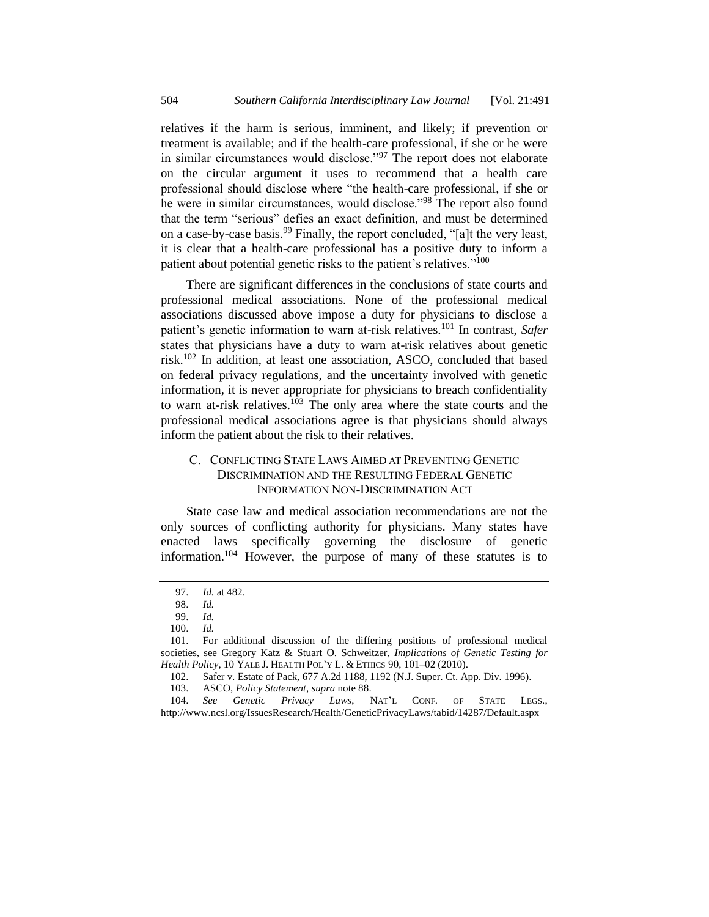relatives if the harm is serious, imminent, and likely; if prevention or treatment is available; and if the health-care professional, if she or he were in similar circumstances would disclose."[97] The report does not elaborate on the circular argument it uses to recommend that a health care professional should disclose where "the health-care professional, if she or he were in similar circumstances, would disclose."[98] The report also found that the term "serious" defies an exact definition, and must be determined on a case-by-case basis.[99] Finally, the report concluded, "[a]t the very least, it is clear that a health-care professional has a positive duty to inform a patient about potential genetic risks to the patient's relatives."[100]

There are significant differences in the conclusions of state courts and professional medical associations. None of the professional medical associations discussed above impose a duty for physicians to disclose a patient's genetic information to warn at-risk relatives.[101] In contrast, *Safer* states that physicians have a duty to warn at-risk relatives about genetic risk.[102] In addition, at least one association, ASCO, concluded that based on federal privacy regulations, and the uncertainty involved with genetic information, it is never appropriate for physicians to breach confidentiality to warn at-risk relatives.[103] The only area where the state courts and the professional medical associations agree is that physicians should always inform the patient about the risk to their relatives.

### C. Conflicting State Laws Aimed at Preventing Genetic Discrimination and the Resulting Federal Genetic Information Non-Discrimination Act

State case law and medical association recommendations are not the only sources of conflicting authority for physicians. Many states have enacted laws specifically governing the disclosure of genetic information.[104] However, the purpose of many of these statutes is to

---

97. *Id.* at 482.

98. *Id.*

99. *Id.*

100. *Id.*

101. For additional discussion of the differing positions of professional medical societies, see Gregory Katz & Stuart O. Schweitzer, *Implications of Genetic Testing for Health Policy*, 10 YALE J. HEALTH POL'Y L. & ETHICS 90, 101–02 (2010).

102. Safer v. Estate of Pack, 677 A.2d 1188, 1192 (N.J. Super. Ct. App. Div. 1996).

103. ASCO, *Policy Statement*, *supra* note 88.

104. *See Genetic Privacy Laws*, NAT'L CONF. OF STATE LEGS., http://www.ncsl.org/IssuesResearch/Health/GeneticPrivacyLaws/tabid/14287/Default.aspx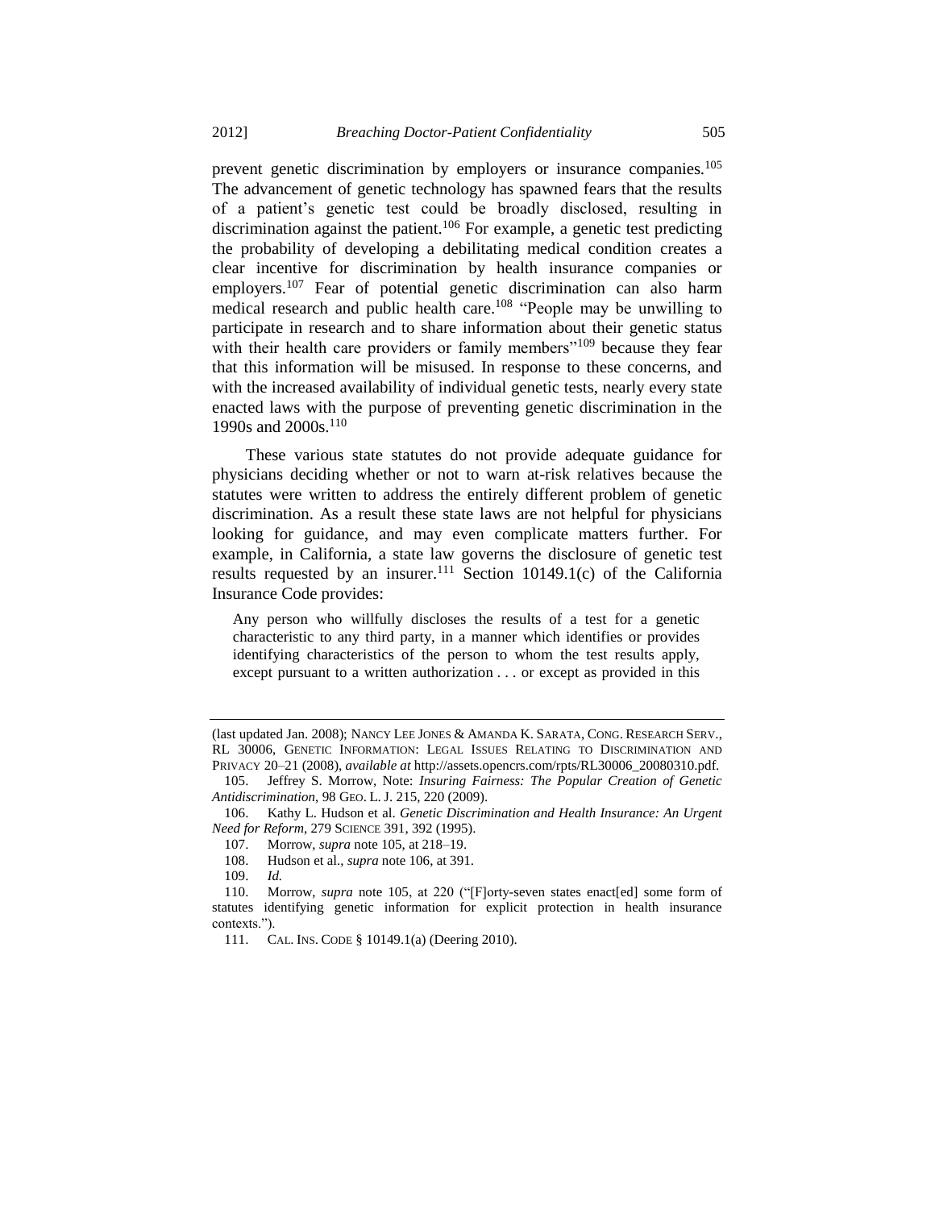prevent genetic discrimination by employers or insurance companies.[105] The advancement of genetic technology has spawned fears that the results of a patient's genetic test could be broadly disclosed, resulting in discrimination against the patient.[106] For example, a genetic test predicting the probability of developing a debilitating medical condition creates a clear incentive for discrimination by health insurance companies or employers.[107] Fear of potential genetic discrimination can also harm medical research and public health care.[108] "People may be unwilling to participate in research and to share information about their genetic status with their health care providers or family members"[109] because they fear that this information will be misused. In response to these concerns, and with the increased availability of individual genetic tests, nearly every state enacted laws with the purpose of preventing genetic discrimination in the 1990s and 2000s.[110]

These various state statutes do not provide adequate guidance for physicians deciding whether or not to warn at-risk relatives because the statutes were written to address the entirely different problem of genetic discrimination. As a result these state laws are not helpful for physicians looking for guidance, and may even complicate matters further. For example, in California, a state law governs the disclosure of genetic test results requested by an insurer.[111] Section 10149.1(c) of the California Insurance Code provides:

> Any person who willfully discloses the results of a test for a genetic characteristic to any third party, in a manner which identifies or provides identifying characteristics of the person to whom the test results apply, except pursuant to a written authorization . . . or except as provided in this

---

(last updated Jan. 2008); NANCY LEE JONES & AMANDA K. SARATA, CONG. RESEARCH SERV., RL 30006, GENETIC INFORMATION: LEGAL ISSUES RELATING TO DISCRIMINATION AND PRIVACY 20–21 (2008), *available at* http://assets.opencrs.com/rpts/RL30006_20080310.pdf.

105. Jeffrey S. Morrow, Note: *Insuring Fairness: The Popular Creation of Genetic Antidiscrimination*, 98 GEO. L. J. 215, 220 (2009).

106. Kathy L. Hudson et al. *Genetic Discrimination and Health Insurance: An Urgent Need for Reform*, 279 SCIENCE 391, 392 (1995).

107. Morrow, *supra* note 105, at 218–19.

108. Hudson et al., *supra* note 106, at 391.

109. *Id.*

110. Morrow, *supra* note 105, at 220 ("[F]orty-seven states enact[ed] some form of statutes identifying genetic information for explicit protection in health insurance contexts.").

111. CAL. INS. CODE § 10149.1(a) (Deering 2010).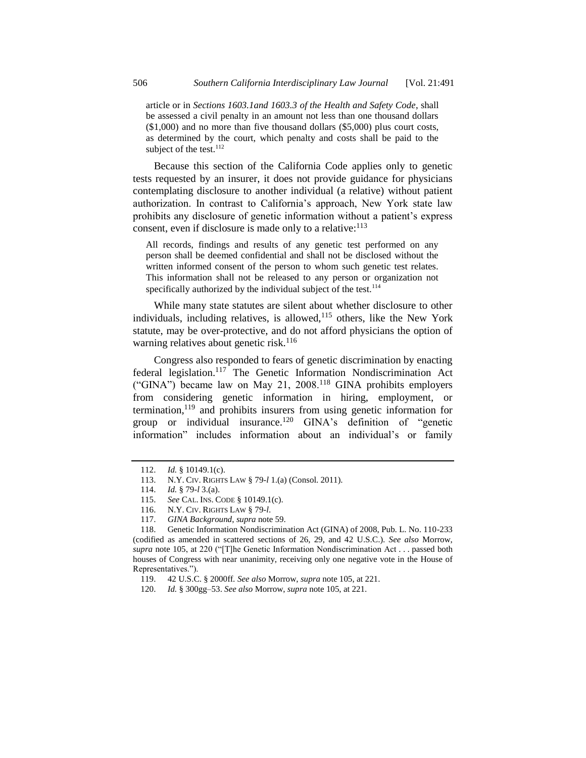> article or in *Sections 1603.1and 1603.3 of the Health and Safety Code*, shall be assessed a civil penalty in an amount not less than one thousand dollars ($1,000) and no more than five thousand dollars ($5,000) plus court costs, as determined by the court, which penalty and costs shall be paid to the subject of the test.[112]

Because this section of the California Code applies only to genetic tests requested by an insurer, it does not provide guidance for physicians contemplating disclosure to another individual (a relative) without patient authorization. In contrast to California's approach, New York state law prohibits any disclosure of genetic information without a patient's express consent, even if disclosure is made only to a relative:[113]

> All records, findings and results of any genetic test performed on any person shall be deemed confidential and shall not be disclosed without the written informed consent of the person to whom such genetic test relates. This information shall not be released to any person or organization not specifically authorized by the individual subject of the test.[114]

While many state statutes are silent about whether disclosure to other individuals, including relatives, is allowed,[115] others, like the New York statute, may be over-protective, and do not afford physicians the option of warning relatives about genetic risk.[116]

Congress also responded to fears of genetic discrimination by enacting federal legislation.[117] The Genetic Information Nondiscrimination Act ("GINA") became law on May 21, 2008.[118] GINA prohibits employers from considering genetic information in hiring, employment, or termination,[119] and prohibits insurers from using genetic information for group or individual insurance.[120] GINA's definition of "genetic information" includes information about an individual's or family

---

112. *Id.* § 10149.1(c).

113. N.Y. CIV. RIGHTS LAW § 79-*l* 1.(a) (Consol. 2011).

114. *Id.* § 79-*l* 3.(a).

115. *See* CAL. INS. CODE § 10149.1(c).

116. N.Y. CIV. RIGHTS LAW § 79-*l*.

117. *GINA Background*, *supra* note 59.

118. Genetic Information Nondiscrimination Act (GINA) of 2008, Pub. L. No. 110-233 (codified as amended in scattered sections of 26, 29, and 42 U.S.C.). *See also* Morrow, *supra* note 105, at 220 ("[T]he Genetic Information Nondiscrimination Act . . . passed both houses of Congress with near unanimity, receiving only one negative vote in the House of Representatives.").

119. 42 U.S.C. § 2000ff. *See also* Morrow, *supra* note 105, at 221.

120. *Id.* § 300gg–53. *See also* Morrow, *supra* note 105, at 221.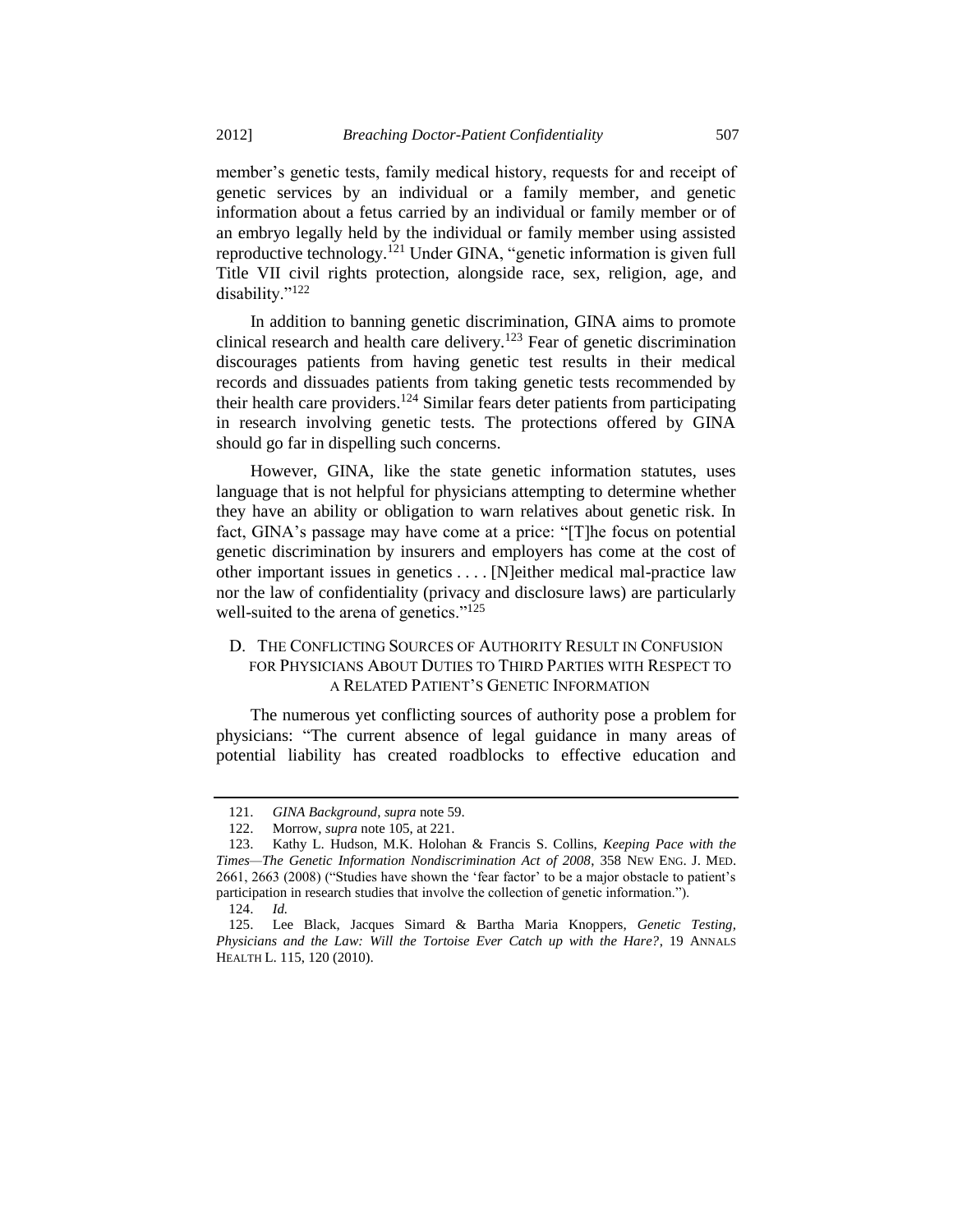member's genetic tests, family medical history, requests for and receipt of genetic services by an individual or a family member, and genetic information about a fetus carried by an individual or family member or of an embryo legally held by the individual or family member using assisted reproductive technology.[121] Under GINA, "genetic information is given full Title VII civil rights protection, alongside race, sex, religion, age, and disability."[122]

In addition to banning genetic discrimination, GINA aims to promote clinical research and health care delivery.[123] Fear of genetic discrimination discourages patients from having genetic test results in their medical records and dissuades patients from taking genetic tests recommended by their health care providers.[124] Similar fears deter patients from participating in research involving genetic tests. The protections offered by GINA should go far in dispelling such concerns.

However, GINA, like the state genetic information statutes, uses language that is not helpful for physicians attempting to determine whether they have an ability or obligation to warn relatives about genetic risk. In fact, GINA's passage may have come at a price: "[T]he focus on potential genetic discrimination by insurers and employers has come at the cost of other important issues in genetics . . . . [N]either medical mal-practice law nor the law of confidentiality (privacy and disclosure laws) are particularly well-suited to the arena of genetics."[125]

### D. The Conflicting Sources of Authority Result in Confusion for Physicians About Duties to Third Parties with Respect to a Related Patient's Genetic Information

The numerous yet conflicting sources of authority pose a problem for physicians: "The current absence of legal guidance in many areas of potential liability has created roadblocks to effective education and

---

121. *GINA Background*, *supra* note 59.

122. Morrow, *supra* note 105, at 221.

123. Kathy L. Hudson, M.K. Holohan & Francis S. Collins, *Keeping Pace with the Times—The Genetic Information Nondiscrimination Act of 2008*, 358 NEW ENG. J. MED. 2661, 2663 (2008) ("Studies have shown the 'fear factor' to be a major obstacle to patient's participation in research studies that involve the collection of genetic information.").

124. *Id.*

125. Lee Black, Jacques Simard & Bartha Maria Knoppers, *Genetic Testing, Physicians and the Law: Will the Tortoise Ever Catch up with the Hare?*, 19 ANNALS HEALTH L. 115, 120 (2010).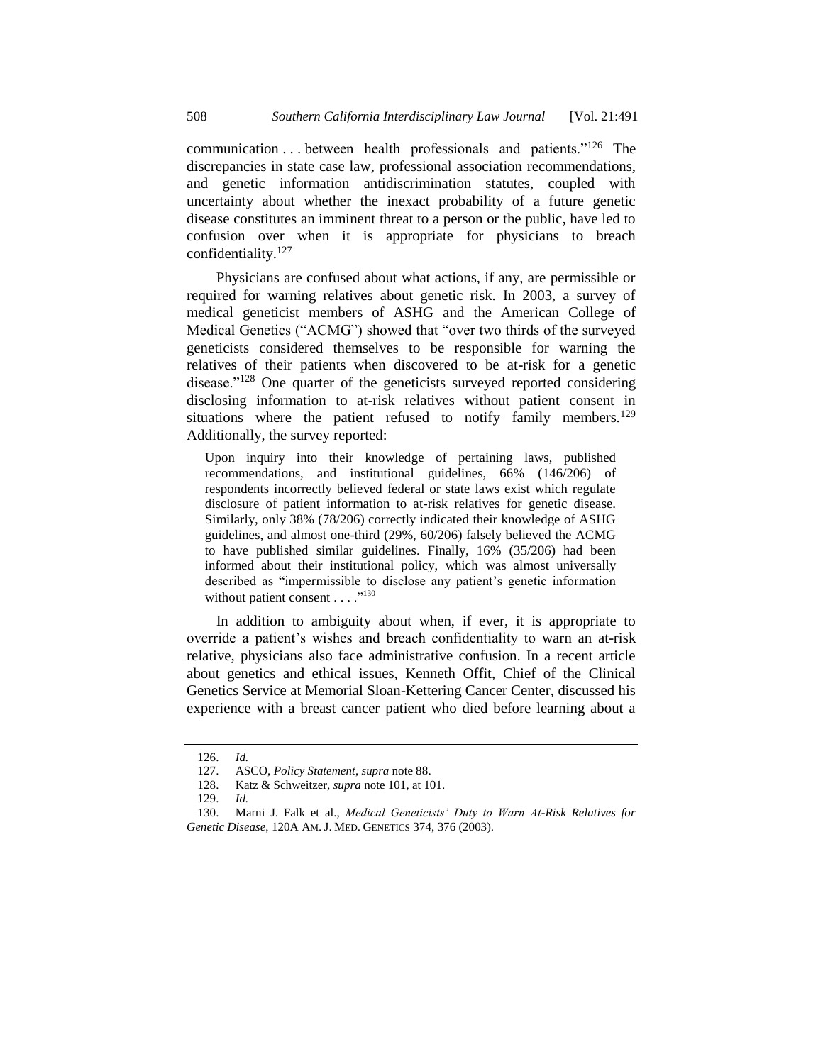communication . . . between health professionals and patients."[126] The discrepancies in state case law, professional association recommendations, and genetic information antidiscrimination statutes, coupled with uncertainty about whether the inexact probability of a future genetic disease constitutes an imminent threat to a person or the public, have led to confusion over when it is appropriate for physicians to breach confidentiality.[127]

Physicians are confused about what actions, if any, are permissible or required for warning relatives about genetic risk. In 2003, a survey of medical geneticist members of ASHG and the American College of Medical Genetics ("ACMG") showed that "over two thirds of the surveyed geneticists considered themselves to be responsible for warning the relatives of their patients when discovered to be at-risk for a genetic disease."[128] One quarter of the geneticists surveyed reported considering disclosing information to at-risk relatives without patient consent in situations where the patient refused to notify family members.[129] Additionally, the survey reported:

> Upon inquiry into their knowledge of pertaining laws, published recommendations, and institutional guidelines, 66% (146/206) of respondents incorrectly believed federal or state laws exist which regulate disclosure of patient information to at-risk relatives for genetic disease. Similarly, only 38% (78/206) correctly indicated their knowledge of ASHG guidelines, and almost one-third (29%, 60/206) falsely believed the ACMG to have published similar guidelines. Finally, 16% (35/206) had been informed about their institutional policy, which was almost universally described as "impermissible to disclose any patient's genetic information without patient consent . . . ."[130]

In addition to ambiguity about when, if ever, it is appropriate to override a patient's wishes and breach confidentiality to warn an at-risk relative, physicians also face administrative confusion. In a recent article about genetics and ethical issues, Kenneth Offit, Chief of the Clinical Genetics Service at Memorial Sloan-Kettering Cancer Center, discussed his experience with a breast cancer patient who died before learning about a

---

126. *Id.*

127. ASCO, *Policy Statement*, *supra* note 88.

128. Katz & Schweitzer, *supra* note 101, at 101.

129. *Id.*

130. Marni J. Falk et al., *Medical Geneticists' Duty to Warn At-Risk Relatives for Genetic Disease*, 120A AM. J. MED. GENETICS 374, 376 (2003).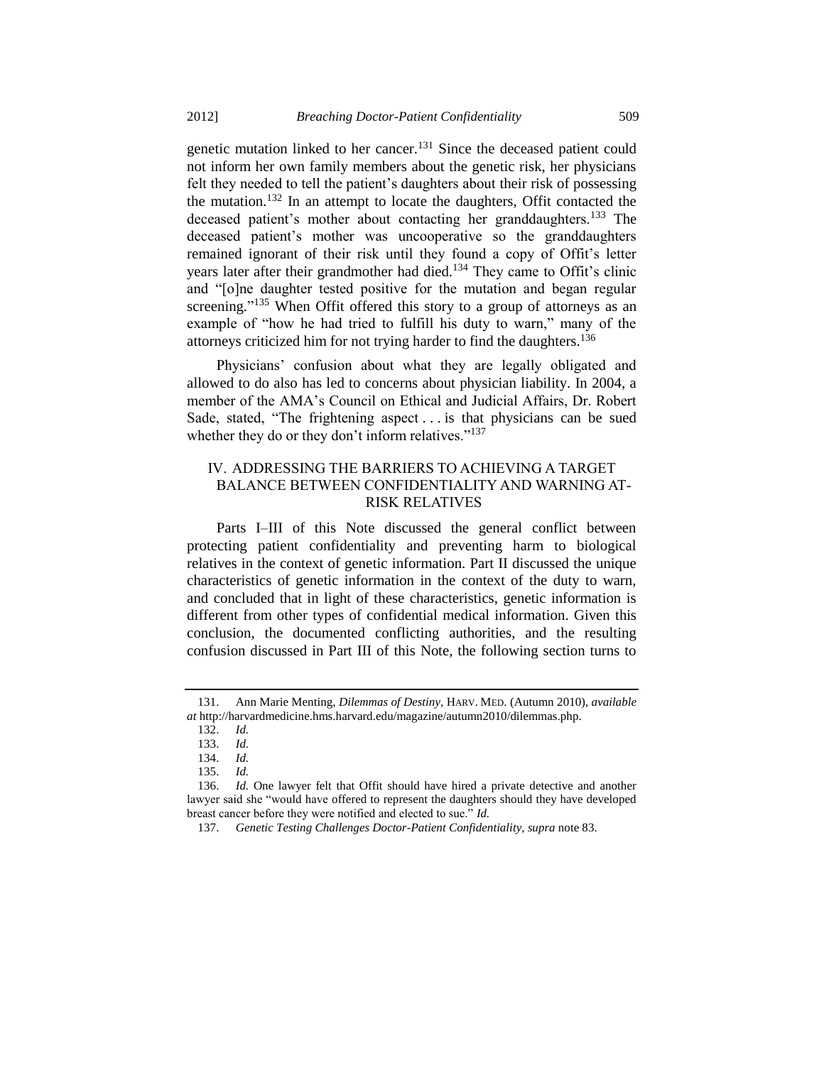genetic mutation linked to her cancer.[131] Since the deceased patient could not inform her own family members about the genetic risk, her physicians felt they needed to tell the patient's daughters about their risk of possessing the mutation.[132] In an attempt to locate the daughters, Offit contacted the deceased patient's mother about contacting her granddaughters.[133] The deceased patient's mother was uncooperative so the granddaughters remained ignorant of their risk until they found a copy of Offit's letter years later after their grandmother had died.[134] They came to Offit's clinic and "[o]ne daughter tested positive for the mutation and began regular screening."[135] When Offit offered this story to a group of attorneys as an example of "how he had tried to fulfill his duty to warn," many of the attorneys criticized him for not trying harder to find the daughters.[136]

Physicians' confusion about what they are legally obligated and allowed to do also has led to concerns about physician liability. In 2004, a member of the AMA's Council on Ethical and Judicial Affairs, Dr. Robert Sade, stated, "The frightening aspect . . . is that physicians can be sued whether they do or they don't inform relatives."[137]

## IV. ADDRESSING THE BARRIERS TO ACHIEVING A TARGET BALANCE BETWEEN CONFIDENTIALITY AND WARNING AT-RISK RELATIVES

Parts I–III of this Note discussed the general conflict between protecting patient confidentiality and preventing harm to biological relatives in the context of genetic information. Part II discussed the unique characteristics of genetic information in the context of the duty to warn, and concluded that in light of these characteristics, genetic information is different from other types of confidential medical information. Given this conclusion, the documented conflicting authorities, and the resulting confusion discussed in Part III of this Note, the following section turns to

---

131. Ann Marie Menting, *Dilemmas of Destiny*, HARV. MED. (Autumn 2010), *available at* http://harvardmedicine.hms.harvard.edu/magazine/autumn2010/dilemmas.php.

132. *Id.*

133. *Id.*

134. *Id.*

135. *Id.*

136. *Id.* One lawyer felt that Offit should have hired a private detective and another lawyer said she "would have offered to represent the daughters should they have developed breast cancer before they were notified and elected to sue." *Id.*

137. *Genetic Testing Challenges Doctor-Patient Confidentiality*, *supra* note 83.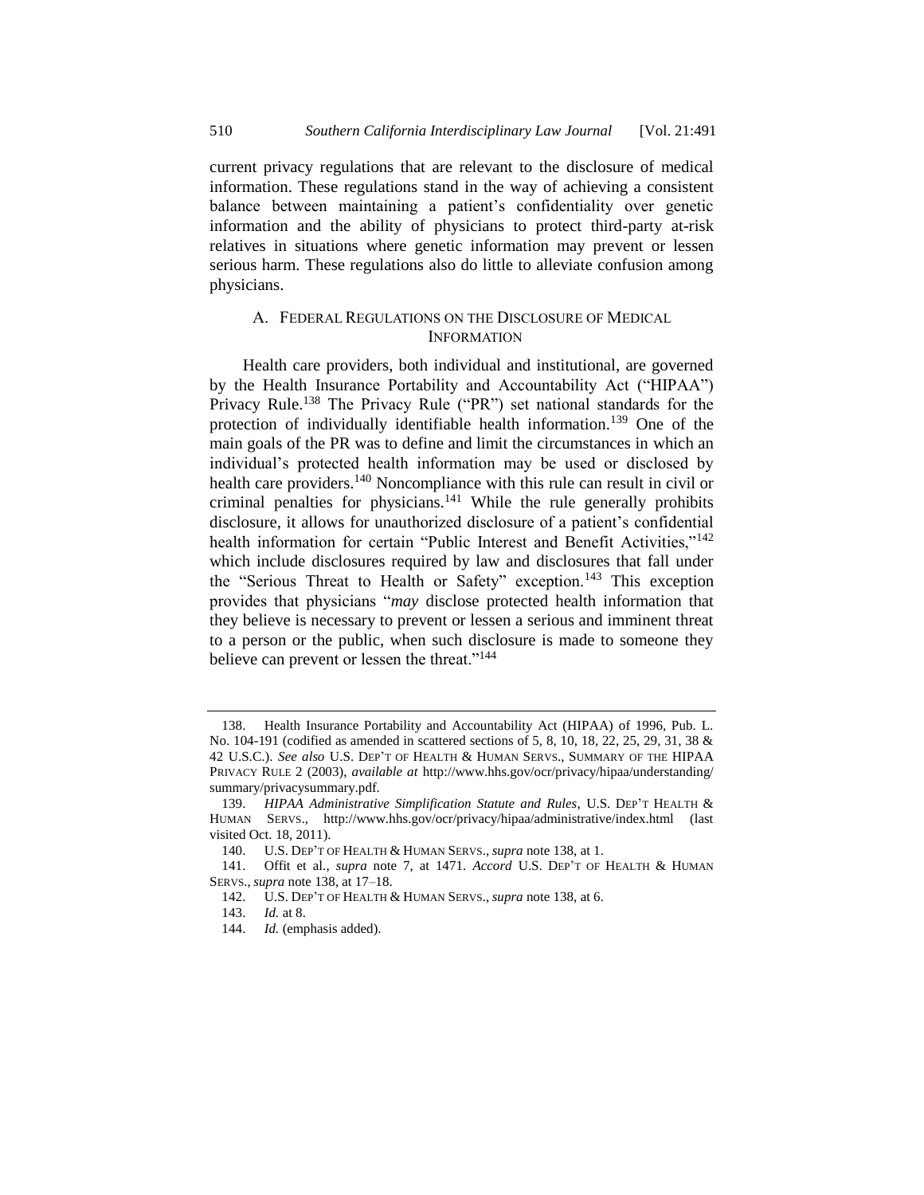current privacy regulations that are relevant to the disclosure of medical information. These regulations stand in the way of achieving a consistent balance between maintaining a patient's confidentiality over genetic information and the ability of physicians to protect third-party at-risk relatives in situations where genetic information may prevent or lessen serious harm. These regulations also do little to alleviate confusion among physicians.

### A. Federal Regulations on the Disclosure of Medical Information

Health care providers, both individual and institutional, are governed by the Health Insurance Portability and Accountability Act ("HIPAA") Privacy Rule.[138] The Privacy Rule ("PR") set national standards for the protection of individually identifiable health information.[139] One of the main goals of the PR was to define and limit the circumstances in which an individual's protected health information may be used or disclosed by health care providers.[140] Noncompliance with this rule can result in civil or criminal penalties for physicians.[141] While the rule generally prohibits disclosure, it allows for unauthorized disclosure of a patient's confidential health information for certain "Public Interest and Benefit Activities,"[142] which include disclosures required by law and disclosures that fall under the "Serious Threat to Health or Safety" exception.[143] This exception provides that physicians "*may* disclose protected health information that they believe is necessary to prevent or lessen a serious and imminent threat to a person or the public, when such disclosure is made to someone they believe can prevent or lessen the threat."[144]

---

138. Health Insurance Portability and Accountability Act (HIPAA) of 1996, Pub. L. No. 104-191 (codified as amended in scattered sections of 5, 8, 10, 18, 22, 25, 29, 31, 38 & 42 U.S.C.). *See also* U.S. DEP'T OF HEALTH & HUMAN SERVS., SUMMARY OF THE HIPAA PRIVACY RULE 2 (2003), *available at* http://www.hhs.gov/ocr/privacy/hipaa/understanding/summary/privacysummary.pdf.

139. *HIPAA Administrative Simplification Statute and Rules*, U.S. DEP'T HEALTH & HUMAN SERVS., http://www.hhs.gov/ocr/privacy/hipaa/administrative/index.html (last visited Oct. 18, 2011).

140. U.S. DEP'T OF HEALTH & HUMAN SERVS., *supra* note 138, at 1.

141. Offit et al., *supra* note 7, at 1471. *Accord* U.S. DEP'T OF HEALTH & HUMAN SERVS., *supra* note 138, at 17–18.

142. U.S. DEP'T OF HEALTH & HUMAN SERVS., *supra* note 138, at 6.

143. *Id.* at 8.

144. *Id.* (emphasis added).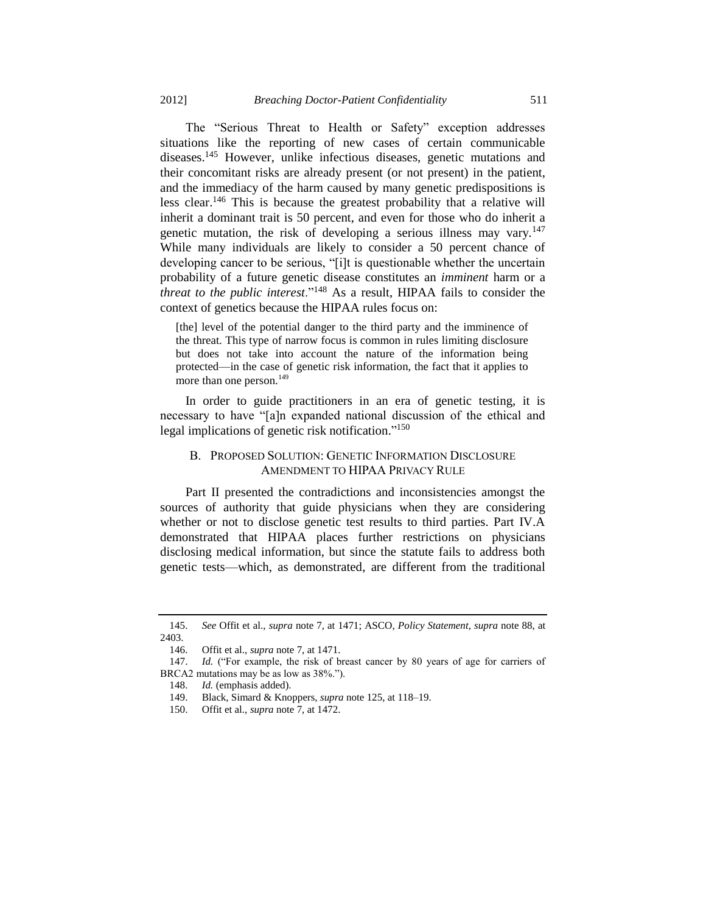The "Serious Threat to Health or Safety" exception addresses situations like the reporting of new cases of certain communicable diseases.[145] However, unlike infectious diseases, genetic mutations and their concomitant risks are already present (or not present) in the patient, and the immediacy of the harm caused by many genetic predispositions is less clear.[146] This is because the greatest probability that a relative will inherit a dominant trait is 50 percent, and even for those who do inherit a genetic mutation, the risk of developing a serious illness may vary.[147] While many individuals are likely to consider a 50 percent chance of developing cancer to be serious, "[i]t is questionable whether the uncertain probability of a future genetic disease constitutes an *imminent* harm or a *threat to the public interest*."[148] As a result, HIPAA fails to consider the context of genetics because the HIPAA rules focus on:

> [the] level of the potential danger to the third party and the imminence of the threat. This type of narrow focus is common in rules limiting disclosure but does not take into account the nature of the information being protected—in the case of genetic risk information, the fact that it applies to more than one person.[149]

In order to guide practitioners in an era of genetic testing, it is necessary to have "[a]n expanded national discussion of the ethical and legal implications of genetic risk notification."[150]

### B. Proposed Solution: Genetic Information Disclosure Amendment to HIPAA Privacy Rule

Part II presented the contradictions and inconsistencies amongst the sources of authority that guide physicians when they are considering whether or not to disclose genetic test results to third parties. Part IV.A demonstrated that HIPAA places further restrictions on physicians disclosing medical information, but since the statute fails to address both genetic tests—which, as demonstrated, are different from the traditional

---

145. *See* Offit et al., *supra* note 7, at 1471; ASCO, *Policy Statement*, *supra* note 88, at 2403.

146. Offit et al., *supra* note 7, at 1471.

147. *Id.* ("For example, the risk of breast cancer by 80 years of age for carriers of BRCA2 mutations may be as low as 38%.").

148. *Id.* (emphasis added).

149. Black, Simard & Knoppers, *supra* note 125, at 118–19.

150. Offit et al., *supra* note 7, at 1472.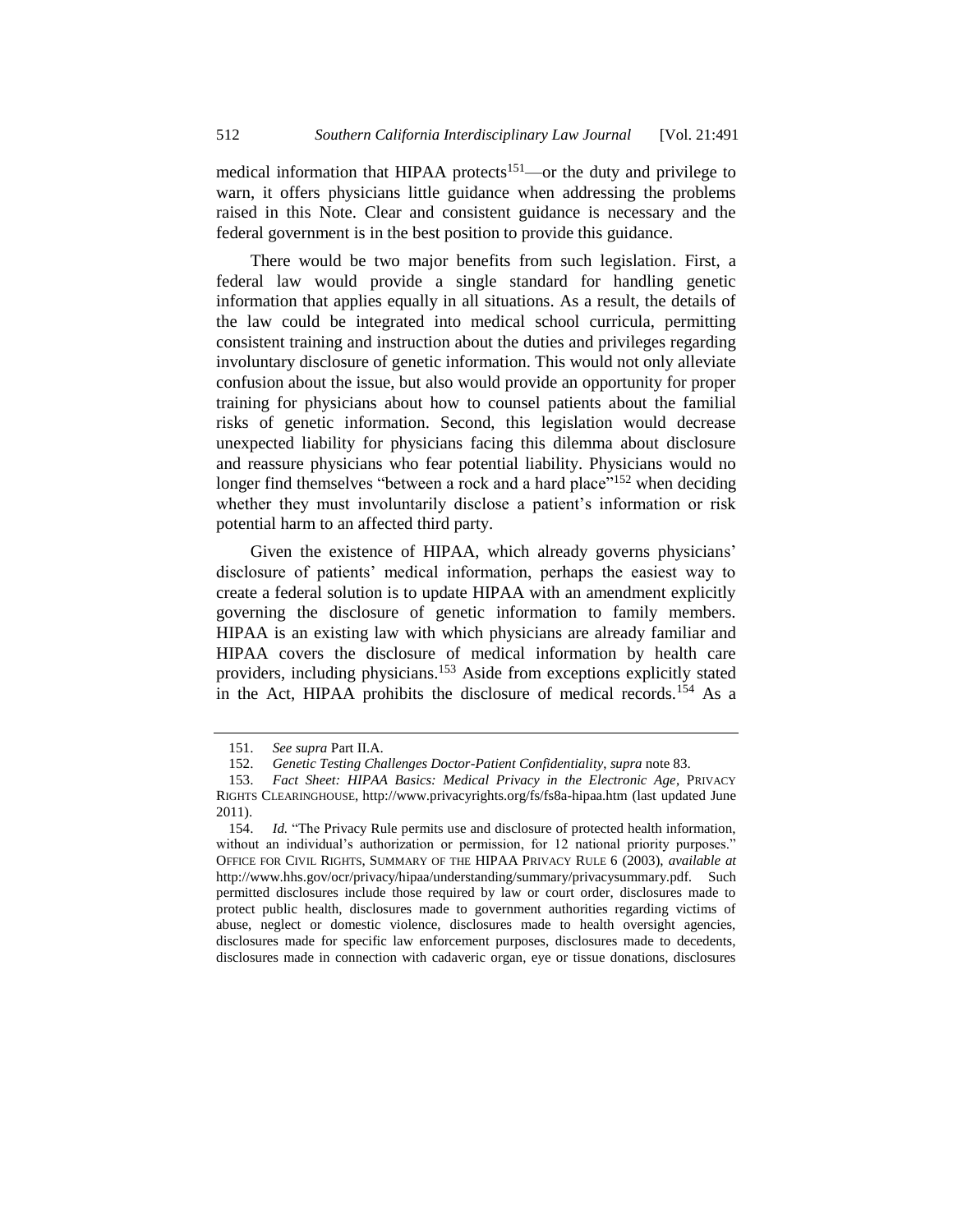medical information that HIPAA protects[151]—or the duty and privilege to warn, it offers physicians little guidance when addressing the problems raised in this Note. Clear and consistent guidance is necessary and the federal government is in the best position to provide this guidance.

There would be two major benefits from such legislation. First, a federal law would provide a single standard for handling genetic information that applies equally in all situations. As a result, the details of the law could be integrated into medical school curricula, permitting consistent training and instruction about the duties and privileges regarding involuntary disclosure of genetic information. This would not only alleviate confusion about the issue, but also would provide an opportunity for proper training for physicians about how to counsel patients about the familial risks of genetic information. Second, this legislation would decrease unexpected liability for physicians facing this dilemma about disclosure and reassure physicians who fear potential liability. Physicians would no longer find themselves "between a rock and a hard place"[152] when deciding whether they must involuntarily disclose a patient's information or risk potential harm to an affected third party.

Given the existence of HIPAA, which already governs physicians' disclosure of patients' medical information, perhaps the easiest way to create a federal solution is to update HIPAA with an amendment explicitly governing the disclosure of genetic information to family members. HIPAA is an existing law with which physicians are already familiar and HIPAA covers the disclosure of medical information by health care providers, including physicians.[153] Aside from exceptions explicitly stated in the Act, HIPAA prohibits the disclosure of medical records.[154] As a

---

151. *See supra* Part II.A.

152. *Genetic Testing Challenges Doctor-Patient Confidentiality*, *supra* note 83.

153. *Fact Sheet: HIPAA Basics: Medical Privacy in the Electronic Age*, PRIVACY RIGHTS CLEARINGHOUSE, http://www.privacyrights.org/fs/fs8a-hipaa.htm (last updated June 2011).

154. *Id.* "The Privacy Rule permits use and disclosure of protected health information, without an individual's authorization or permission, for 12 national priority purposes." OFFICE FOR CIVIL RIGHTS, SUMMARY OF THE HIPAA PRIVACY RULE 6 (2003), *available at* http://www.hhs.gov/ocr/privacy/hipaa/understanding/summary/privacysummary.pdf. Such permitted disclosures include those required by law or court order, disclosures made to protect public health, disclosures made to government authorities regarding victims of abuse, neglect or domestic violence, disclosures made to health oversight agencies, disclosures made for specific law enforcement purposes, disclosures made to decedents, disclosures made in connection with cadaveric organ, eye or tissue donations, disclosures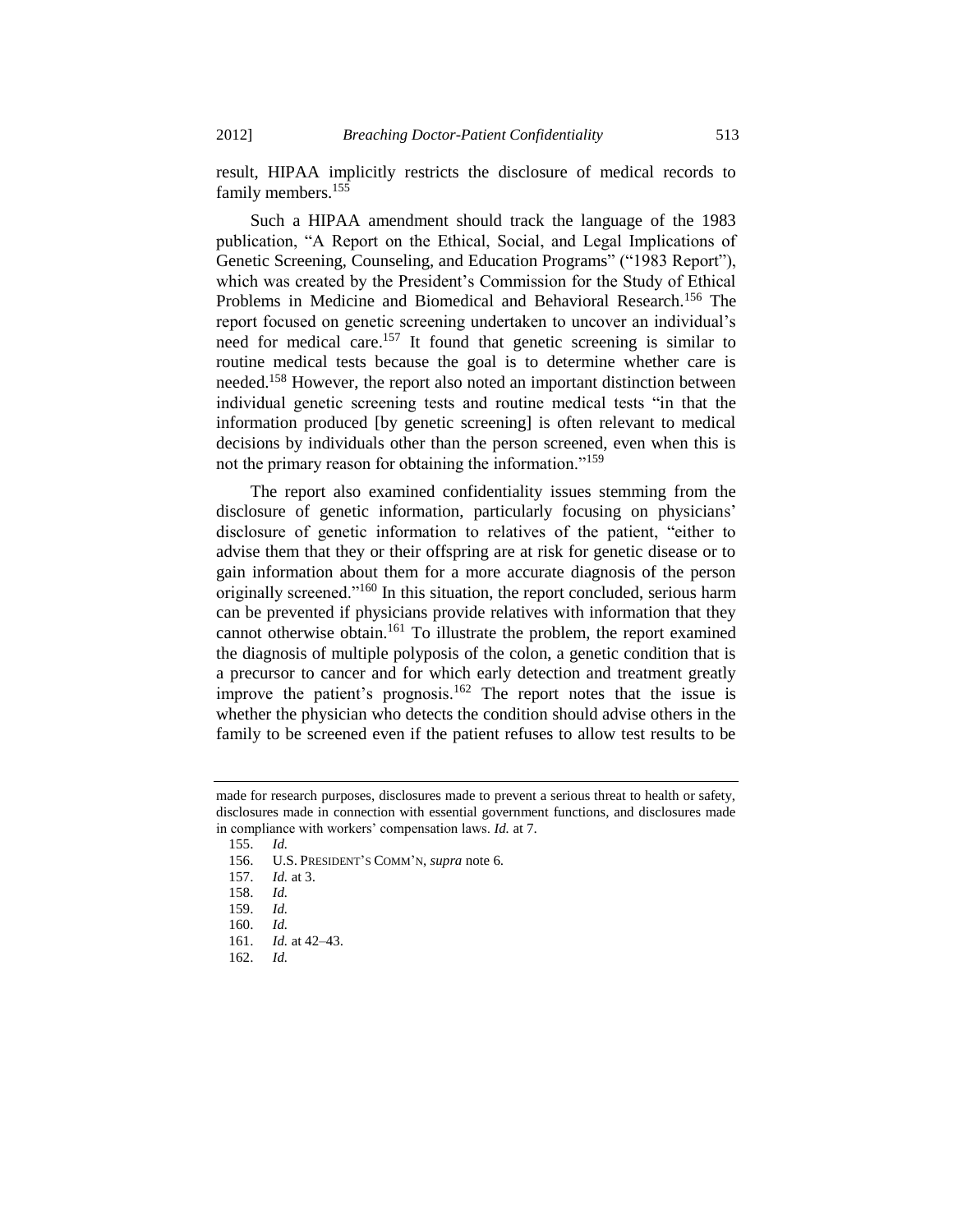result, HIPAA implicitly restricts the disclosure of medical records to family members.[155]

Such a HIPAA amendment should track the language of the 1983 publication, "A Report on the Ethical, Social, and Legal Implications of Genetic Screening, Counseling, and Education Programs" ("1983 Report"), which was created by the President's Commission for the Study of Ethical Problems in Medicine and Biomedical and Behavioral Research.[156] The report focused on genetic screening undertaken to uncover an individual's need for medical care.[157] It found that genetic screening is similar to routine medical tests because the goal is to determine whether care is needed.[158] However, the report also noted an important distinction between individual genetic screening tests and routine medical tests "in that the information produced [by genetic screening] is often relevant to medical decisions by individuals other than the person screened, even when this is not the primary reason for obtaining the information."[159]

The report also examined confidentiality issues stemming from the disclosure of genetic information, particularly focusing on physicians' disclosure of genetic information to relatives of the patient, "either to advise them that they or their offspring are at risk for genetic disease or to gain information about them for a more accurate diagnosis of the person originally screened."[160] In this situation, the report concluded, serious harm can be prevented if physicians provide relatives with information that they cannot otherwise obtain.[161] To illustrate the problem, the report examined the diagnosis of multiple polyposis of the colon, a genetic condition that is a precursor to cancer and for which early detection and treatment greatly improve the patient's prognosis.[162] The report notes that the issue is whether the physician who detects the condition should advise others in the family to be screened even if the patient refuses to allow test results to be

---

made for research purposes, disclosures made to prevent a serious threat to health or safety, disclosures made in connection with essential government functions, and disclosures made in compliance with workers' compensation laws. *Id.* at 7.

155. *Id.*

156. U.S. PRESIDENT'S COMM'N, *supra* note 6.

157. *Id.* at 3.

158. *Id.*

159. *Id.*

160. *Id.*

161. *Id.* at 42–43.

162. *Id.*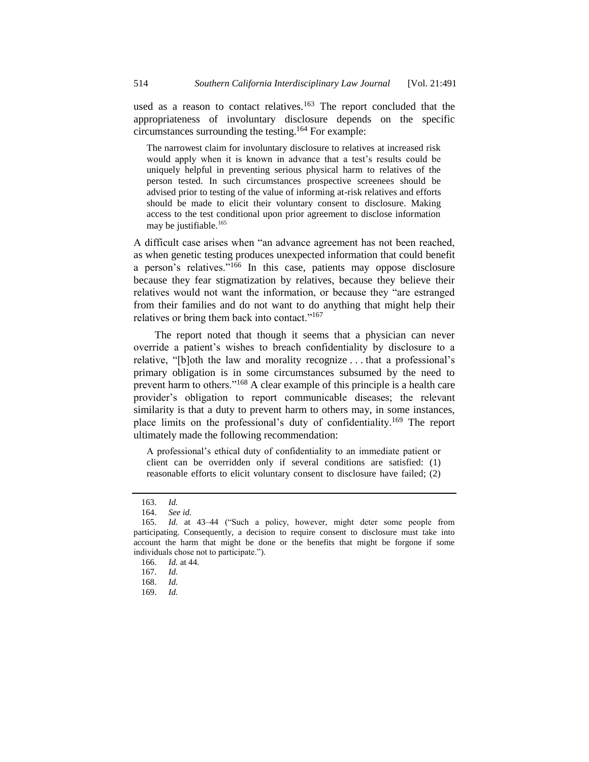used as a reason to contact relatives.[163] The report concluded that the appropriateness of involuntary disclosure depends on the specific circumstances surrounding the testing.[164] For example:

> The narrowest claim for involuntary disclosure to relatives at increased risk would apply when it is known in advance that a test's results could be uniquely helpful in preventing serious physical harm to relatives of the person tested. In such circumstances prospective screenees should be advised prior to testing of the value of informing at-risk relatives and efforts should be made to elicit their voluntary consent to disclosure. Making access to the test conditional upon prior agreement to disclose information may be justifiable.[165]

A difficult case arises when "an advance agreement has not been reached, as when genetic testing produces unexpected information that could benefit a person's relatives."[166] In this case, patients may oppose disclosure because they fear stigmatization by relatives, because they believe their relatives would not want the information, or because they "are estranged from their families and do not want to do anything that might help their relatives or bring them back into contact."[167]

The report noted that though it seems that a physician can never override a patient's wishes to breach confidentiality by disclosure to a relative, "[b]oth the law and morality recognize . . . that a professional's primary obligation is in some circumstances subsumed by the need to prevent harm to others."[168] A clear example of this principle is a health care provider's obligation to report communicable diseases; the relevant similarity is that a duty to prevent harm to others may, in some instances, place limits on the professional's duty of confidentiality.[169] The report ultimately made the following recommendation:

> A professional's ethical duty of confidentiality to an immediate patient or client can be overridden only if several conditions are satisfied: (1) reasonable efforts to elicit voluntary consent to disclosure have failed; (2)

---

163. *Id.*
164. *See id.*
165. *Id.* at 43–44 ("Such a policy, however, might deter some people from participating. Consequently, a decision to require consent to disclosure must take into account the harm that might be done or the benefits that might be forgone if some individuals chose not to participate.").
166. *Id.* at 44.
167. *Id.*
168. *Id.*
169. *Id.*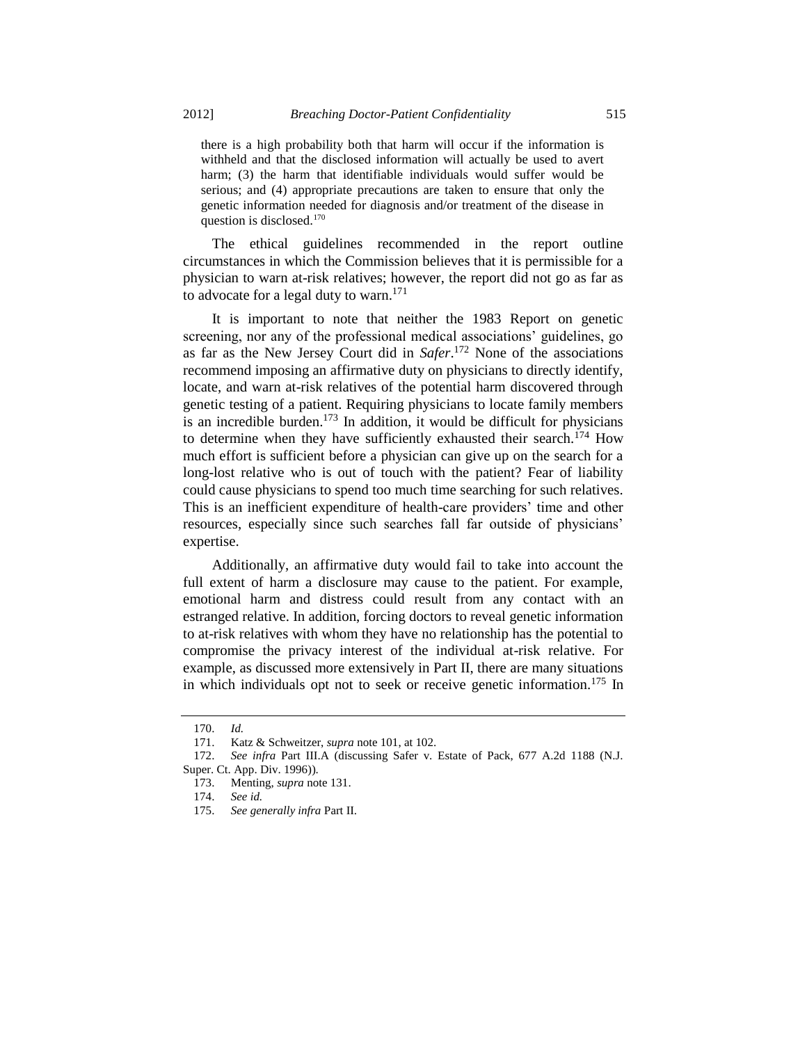> there is a high probability both that harm will occur if the information is withheld and that the disclosed information will actually be used to avert harm; (3) the harm that identifiable individuals would suffer would be serious; and (4) appropriate precautions are taken to ensure that only the genetic information needed for diagnosis and/or treatment of the disease in question is disclosed.[170]

The ethical guidelines recommended in the report outline circumstances in which the Commission believes that it is permissible for a physician to warn at-risk relatives; however, the report did not go as far as to advocate for a legal duty to warn.[171]

It is important to note that neither the 1983 Report on genetic screening, nor any of the professional medical associations' guidelines, go as far as the New Jersey Court did in *Safer*.[172] None of the associations recommend imposing an affirmative duty on physicians to directly identify, locate, and warn at-risk relatives of the potential harm discovered through genetic testing of a patient. Requiring physicians to locate family members is an incredible burden.[173] In addition, it would be difficult for physicians to determine when they have sufficiently exhausted their search.[174] How much effort is sufficient before a physician can give up on the search for a long-lost relative who is out of touch with the patient? Fear of liability could cause physicians to spend too much time searching for such relatives. This is an inefficient expenditure of health-care providers' time and other resources, especially since such searches fall far outside of physicians' expertise.

Additionally, an affirmative duty would fail to take into account the full extent of harm a disclosure may cause to the patient. For example, emotional harm and distress could result from any contact with an estranged relative. In addition, forcing doctors to reveal genetic information to at-risk relatives with whom they have no relationship has the potential to compromise the privacy interest of the individual at-risk relative. For example, as discussed more extensively in Part II, there are many situations in which individuals opt not to seek or receive genetic information.[175] In

---

170. *Id.*

171. Katz & Schweitzer, *supra* note 101, at 102.

172. *See infra* Part III.A (discussing Safer v. Estate of Pack, 677 A.2d 1188 (N.J. Super. Ct. App. Div. 1996)).

173. Menting, *supra* note 131.

174. *See id.*

175. *See generally infra* Part II.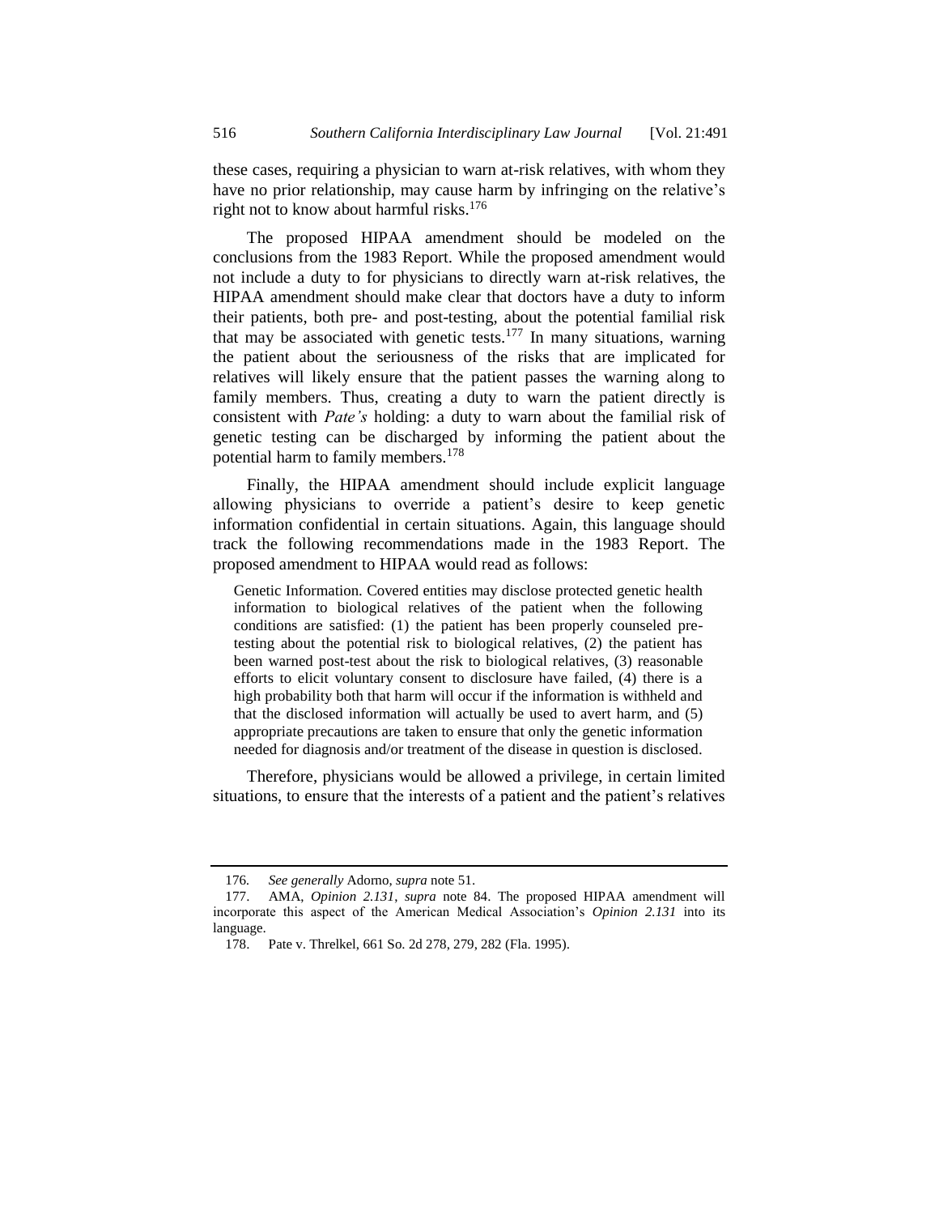these cases, requiring a physician to warn at-risk relatives, with whom they have no prior relationship, may cause harm by infringing on the relative's right not to know about harmful risks.[176]

The proposed HIPAA amendment should be modeled on the conclusions from the 1983 Report. While the proposed amendment would not include a duty to for physicians to directly warn at-risk relatives, the HIPAA amendment should make clear that doctors have a duty to inform their patients, both pre- and post-testing, about the potential familial risk that may be associated with genetic tests.[177] In many situations, warning the patient about the seriousness of the risks that are implicated for relatives will likely ensure that the patient passes the warning along to family members. Thus, creating a duty to warn the patient directly is consistent with *Pate's* holding: a duty to warn about the familial risk of genetic testing can be discharged by informing the patient about the potential harm to family members.[178]

Finally, the HIPAA amendment should include explicit language allowing physicians to override a patient's desire to keep genetic information confidential in certain situations. Again, this language should track the following recommendations made in the 1983 Report. The proposed amendment to HIPAA would read as follows:

> Genetic Information. Covered entities may disclose protected genetic health information to biological relatives of the patient when the following conditions are satisfied: (1) the patient has been properly counseled pre-testing about the potential risk to biological relatives, (2) the patient has been warned post-test about the risk to biological relatives, (3) reasonable efforts to elicit voluntary consent to disclosure have failed, (4) there is a high probability both that harm will occur if the information is withheld and that the disclosed information will actually be used to avert harm, and (5) appropriate precautions are taken to ensure that only the genetic information needed for diagnosis and/or treatment of the disease in question is disclosed.

Therefore, physicians would be allowed a privilege, in certain limited situations, to ensure that the interests of a patient and the patient's relatives

---

176. *See generally* Adorno, *supra* note 51.

177. AMA, *Opinion 2.131*, *supra* note 84. The proposed HIPAA amendment will incorporate this aspect of the American Medical Association's *Opinion 2.131* into its language.

178. Pate v. Threlkel, 661 So. 2d 278, 279, 282 (Fla. 1995).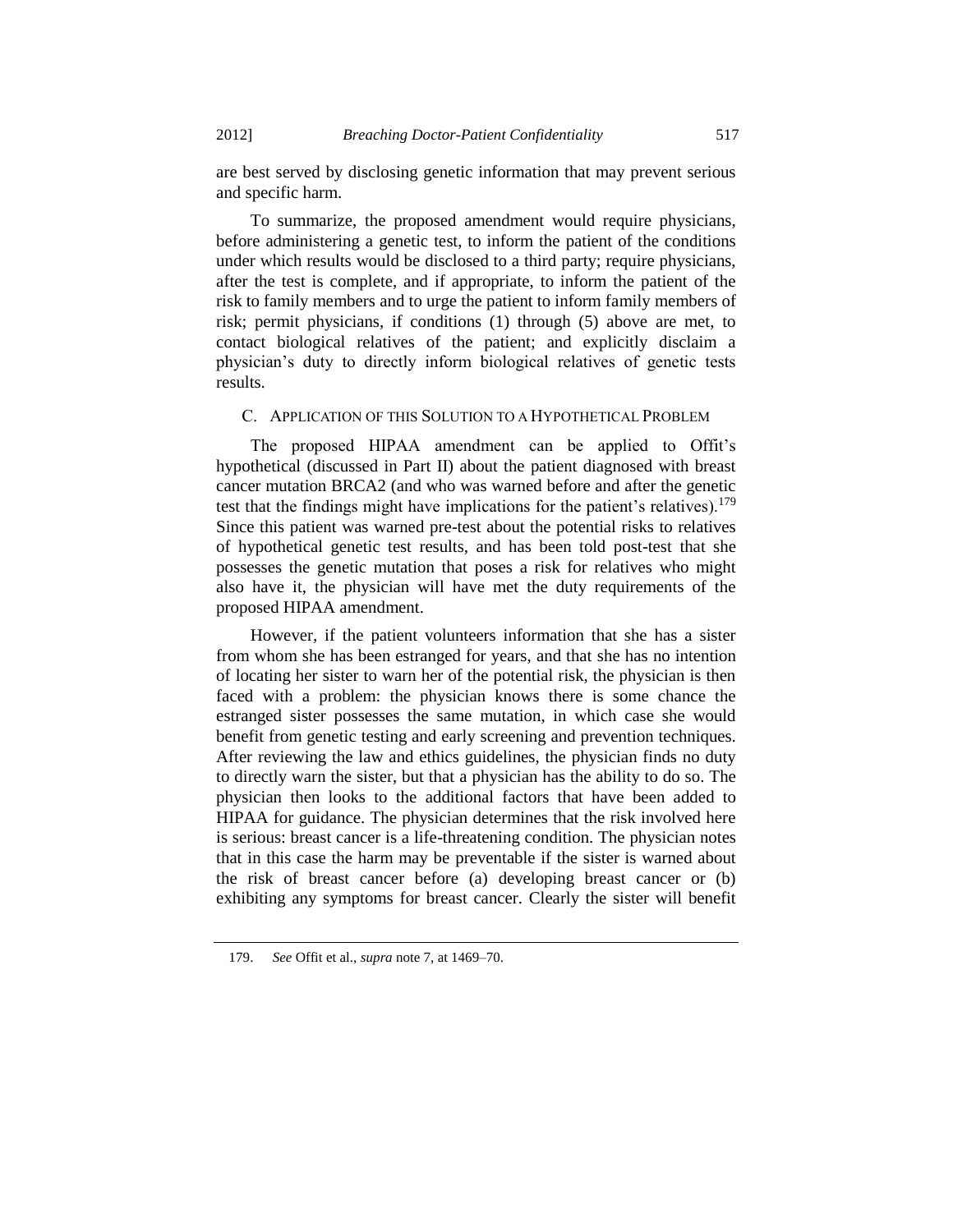are best served by disclosing genetic information that may prevent serious and specific harm.

To summarize, the proposed amendment would require physicians, before administering a genetic test, to inform the patient of the conditions under which results would be disclosed to a third party; require physicians, after the test is complete, and if appropriate, to inform the patient of the risk to family members and to urge the patient to inform family members of risk; permit physicians, if conditions (1) through (5) above are met, to contact biological relatives of the patient; and explicitly disclaim a physician's duty to directly inform biological relatives of genetic tests results.

### C. Application of this Solution to a Hypothetical Problem

The proposed HIPAA amendment can be applied to Offit's hypothetical (discussed in Part II) about the patient diagnosed with breast cancer mutation BRCA2 (and who was warned before and after the genetic test that the findings might have implications for the patient's relatives).[179] Since this patient was warned pre-test about the potential risks to relatives of hypothetical genetic test results, and has been told post-test that she possesses the genetic mutation that poses a risk for relatives who might also have it, the physician will have met the duty requirements of the proposed HIPAA amendment.

However, if the patient volunteers information that she has a sister from whom she has been estranged for years, and that she has no intention of locating her sister to warn her of the potential risk, the physician is then faced with a problem: the physician knows there is some chance the estranged sister possesses the same mutation, in which case she would benefit from genetic testing and early screening and prevention techniques. After reviewing the law and ethics guidelines, the physician finds no duty to directly warn the sister, but that a physician has the ability to do so. The physician then looks to the additional factors that have been added to HIPAA for guidance. The physician determines that the risk involved here is serious: breast cancer is a life-threatening condition. The physician notes that in this case the harm may be preventable if the sister is warned about the risk of breast cancer before (a) developing breast cancer or (b) exhibiting any symptoms for breast cancer. Clearly the sister will benefit

179. *See* Offit et al., *supra* note 7, at 1469–70.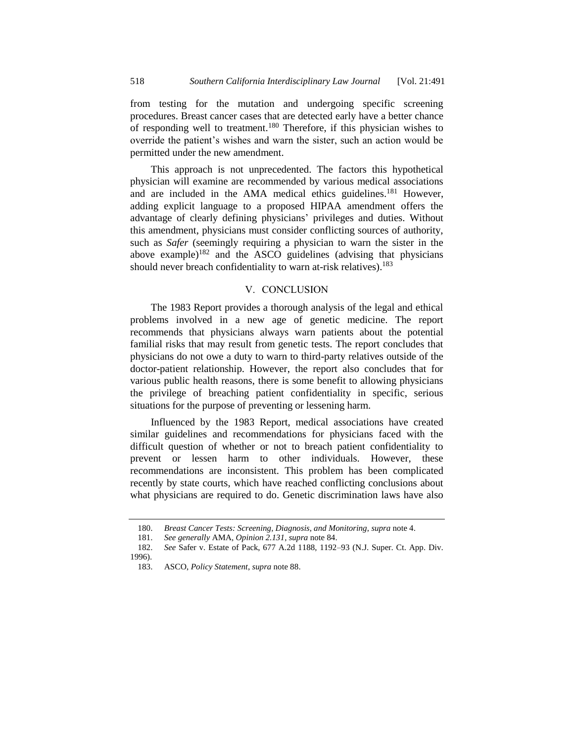from testing for the mutation and undergoing specific screening procedures. Breast cancer cases that are detected early have a better chance of responding well to treatment.[180] Therefore, if this physician wishes to override the patient's wishes and warn the sister, such an action would be permitted under the new amendment.

This approach is not unprecedented. The factors this hypothetical physician will examine are recommended by various medical associations and are included in the AMA medical ethics guidelines.[181] However, adding explicit language to a proposed HIPAA amendment offers the advantage of clearly defining physicians' privileges and duties. Without this amendment, physicians must consider conflicting sources of authority, such as *Safer* (seemingly requiring a physician to warn the sister in the above example)[182] and the ASCO guidelines (advising that physicians should never breach confidentiality to warn at-risk relatives).[183]

## V. CONCLUSION

The 1983 Report provides a thorough analysis of the legal and ethical problems involved in a new age of genetic medicine. The report recommends that physicians always warn patients about the potential familial risks that may result from genetic tests. The report concludes that physicians do not owe a duty to warn to third-party relatives outside of the doctor-patient relationship. However, the report also concludes that for various public health reasons, there is some benefit to allowing physicians the privilege of breaching patient confidentiality in specific, serious situations for the purpose of preventing or lessening harm.

Influenced by the 1983 Report, medical associations have created similar guidelines and recommendations for physicians faced with the difficult question of whether or not to breach patient confidentiality to prevent or lessen harm to other individuals. However, these recommendations are inconsistent. This problem has been complicated recently by state courts, which have reached conflicting conclusions about what physicians are required to do. Genetic discrimination laws have also

---

180. *Breast Cancer Tests: Screening, Diagnosis, and Monitoring*, *supra* note 4.

181. *See generally* AMA, *Opinion 2.131*, *supra* note 84.

182. *See* Safer v. Estate of Pack, 677 A.2d 1188, 1192–93 (N.J. Super. Ct. App. Div. 1996).

183. ASCO, *Policy Statement*, *supra* note 88.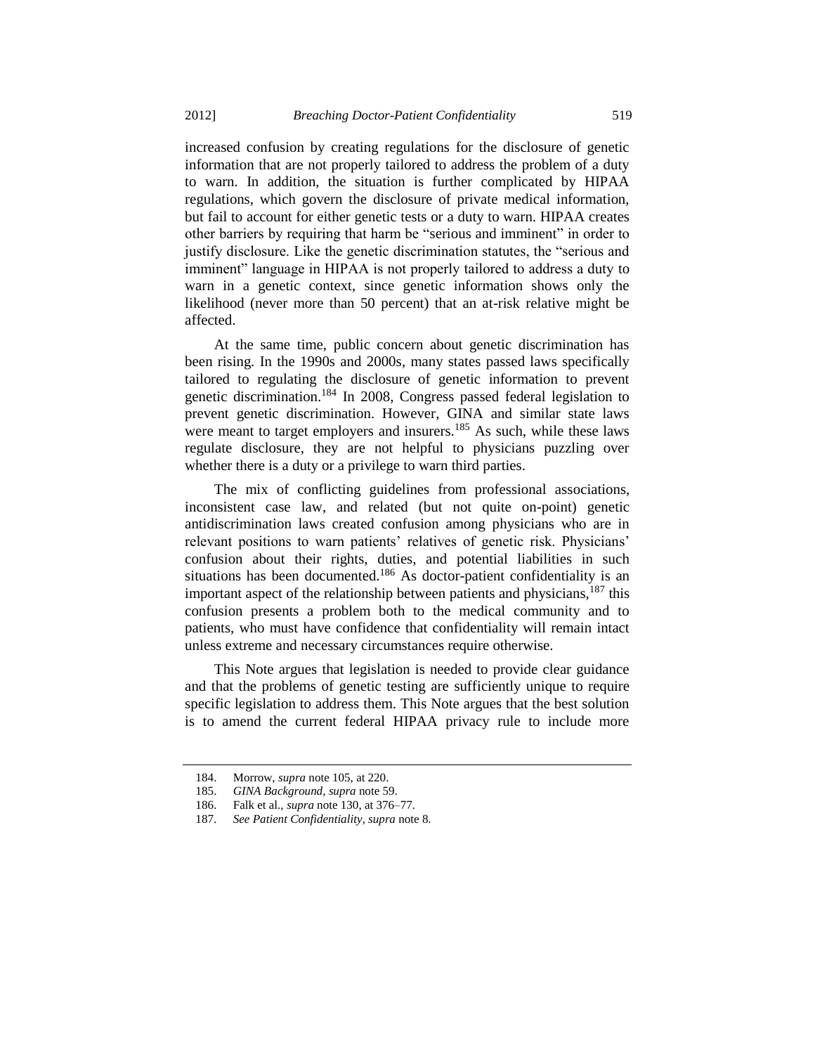increased confusion by creating regulations for the disclosure of genetic information that are not properly tailored to address the problem of a duty to warn. In addition, the situation is further complicated by HIPAA regulations, which govern the disclosure of private medical information, but fail to account for either genetic tests or a duty to warn. HIPAA creates other barriers by requiring that harm be "serious and imminent" in order to justify disclosure. Like the genetic discrimination statutes, the "serious and imminent" language in HIPAA is not properly tailored to address a duty to warn in a genetic context, since genetic information shows only the likelihood (never more than 50 percent) that an at-risk relative might be affected.

At the same time, public concern about genetic discrimination has been rising. In the 1990s and 2000s, many states passed laws specifically tailored to regulating the disclosure of genetic information to prevent genetic discrimination.[184] In 2008, Congress passed federal legislation to prevent genetic discrimination. However, GINA and similar state laws were meant to target employers and insurers.[185] As such, while these laws regulate disclosure, they are not helpful to physicians puzzling over whether there is a duty or a privilege to warn third parties.

The mix of conflicting guidelines from professional associations, inconsistent case law, and related (but not quite on-point) genetic antidiscrimination laws created confusion among physicians who are in relevant positions to warn patients' relatives of genetic risk. Physicians' confusion about their rights, duties, and potential liabilities in such situations has been documented.[186] As doctor-patient confidentiality is an important aspect of the relationship between patients and physicians,[187] this confusion presents a problem both to the medical community and to patients, who must have confidence that confidentiality will remain intact unless extreme and necessary circumstances require otherwise.

This Note argues that legislation is needed to provide clear guidance and that the problems of genetic testing are sufficiently unique to require specific legislation to address them. This Note argues that the best solution is to amend the current federal HIPAA privacy rule to include more

---

184. Morrow, *supra* note 105, at 220.

185. *GINA Background*, *supra* note 59.

186. Falk et al., *supra* note 130, at 376–77.

187. *See Patient Confidentiality*, *supra* note 8.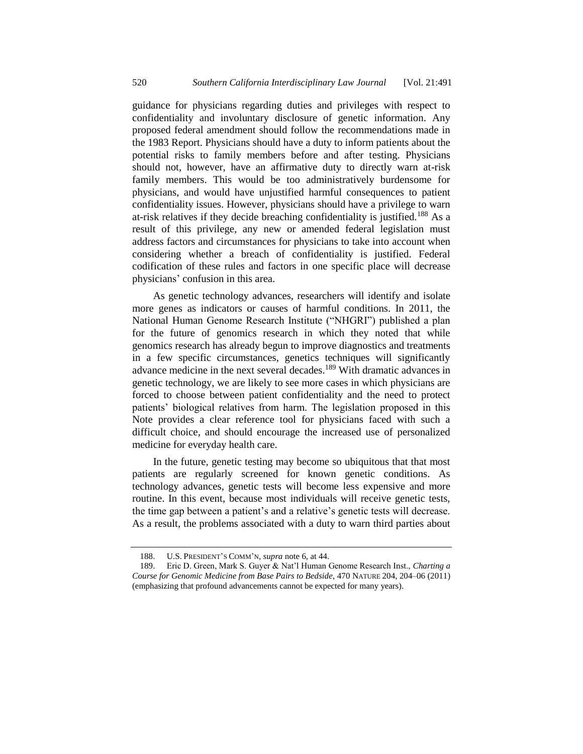guidance for physicians regarding duties and privileges with respect to confidentiality and involuntary disclosure of genetic information. Any proposed federal amendment should follow the recommendations made in the 1983 Report. Physicians should have a duty to inform patients about the potential risks to family members before and after testing. Physicians should not, however, have an affirmative duty to directly warn at-risk family members. This would be too administratively burdensome for physicians, and would have unjustified harmful consequences to patient confidentiality issues. However, physicians should have a privilege to warn at-risk relatives if they decide breaching confidentiality is justified.[188] As a result of this privilege, any new or amended federal legislation must address factors and circumstances for physicians to take into account when considering whether a breach of confidentiality is justified. Federal codification of these rules and factors in one specific place will decrease physicians' confusion in this area.

As genetic technology advances, researchers will identify and isolate more genes as indicators or causes of harmful conditions. In 2011, the National Human Genome Research Institute ("NHGRI") published a plan for the future of genomics research in which they noted that while genomics research has already begun to improve diagnostics and treatments in a few specific circumstances, genetics techniques will significantly advance medicine in the next several decades.[189] With dramatic advances in genetic technology, we are likely to see more cases in which physicians are forced to choose between patient confidentiality and the need to protect patients' biological relatives from harm. The legislation proposed in this Note provides a clear reference tool for physicians faced with such a difficult choice, and should encourage the increased use of personalized medicine for everyday health care.

In the future, genetic testing may become so ubiquitous that that most patients are regularly screened for known genetic conditions. As technology advances, genetic tests will become less expensive and more routine. In this event, because most individuals will receive genetic tests, the time gap between a patient's and a relative's genetic tests will decrease. As a result, the problems associated with a duty to warn third parties about

---

188. U.S. PRESIDENT'S COMM'N, *supra* note 6, at 44.

189. Eric D. Green, Mark S. Guyer & Nat'l Human Genome Research Inst., *Charting a Course for Genomic Medicine from Base Pairs to Bedside*, 470 NATURE 204, 204–06 (2011) (emphasizing that profound advancements cannot be expected for many years).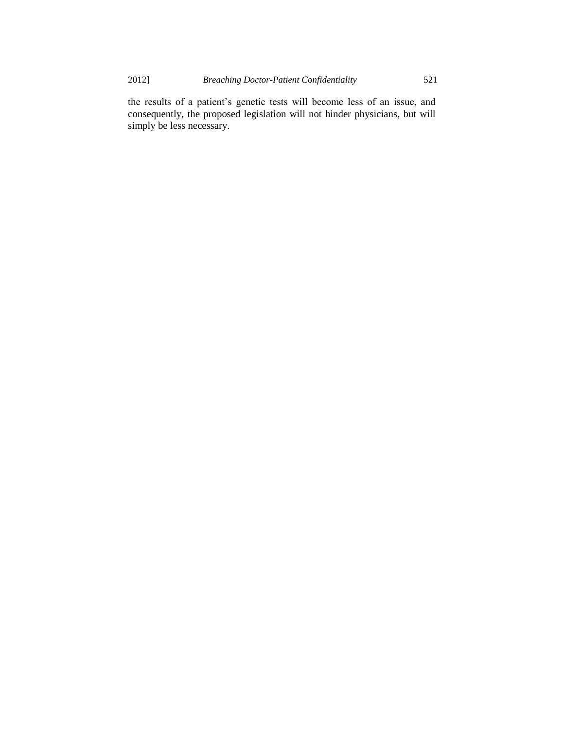the results of a patient's genetic tests will become less of an issue, and consequently, the proposed legislation will not hinder physicians, but will simply be less necessary.